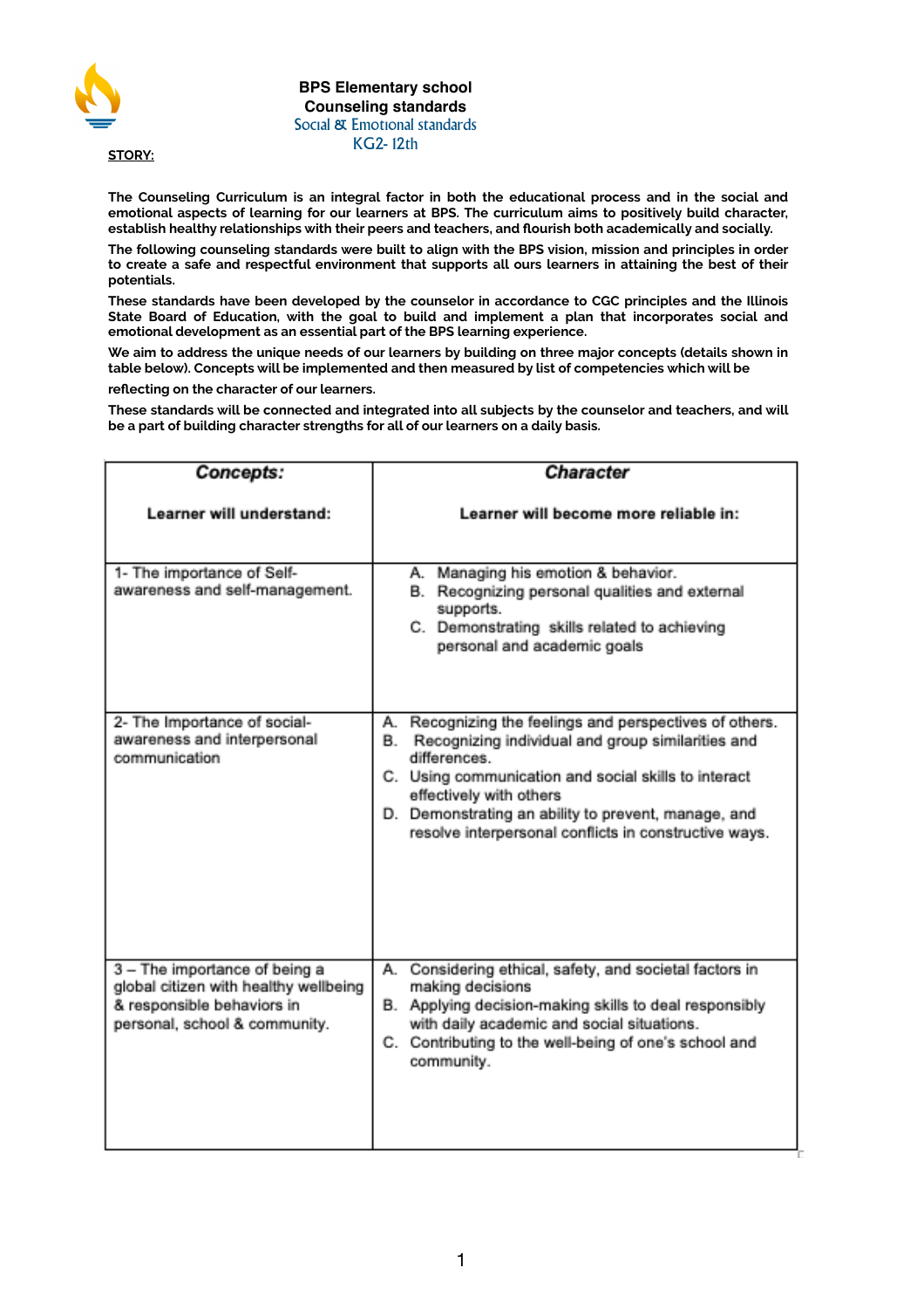# BPS Elementary school

## Counseling standards

### Social & Emotional standards

### KG2- 12th

**STORY:**

**The Counseling Curriculum is an integral factor in both the educational process and in the social and emotional aspects of learning for our learners at BPS. The curriculum aims to positively build character, establish healthy relationships with their peers and teachers, and flourish both academically and socially.**

**The following counseling standards were built to align with the BPS vision, mission and principles in order to create a safe and respectful environment that supports all ours learners in attaining the best of their potentials.**

**These standards have been developed by the counselor in accordance to CGC principles and the Illinois State Board of Education, with the goal to build and implement a plan that incorporates social and emotional development as an essential part of the BPS learning experience.**

**We aim to address the unique needs of our learners by building on three major concepts (details shown in table below). Concepts will be implemented and then measured by list of competencies which will be reflecting on the character of our learners.**

**These standards will be connected and integrated into all subjects by the counselor and teachers, and will be a part of building character strengths for all of our learners on a daily basis.**

| ***Concepts:***<br><br>**Learner will understand:** | ***Character***<br><br>**Learner will become more reliable in:** |
|---|---|
| 1- The importance of Self-awareness and self-management. | A. Managing his emotion & behavior.<br>B. Recognizing personal qualities and external supports.<br>C. Demonstrating skills related to achieving personal and academic goals |
| 2- The Importance of social-awareness and interpersonal communication | A. Recognizing the feelings and perspectives of others.<br>B. Recognizing individual and group similarities and differences.<br>C. Using communication and social skills to interact effectively with others<br>D. Demonstrating an ability to prevent, manage, and resolve interpersonal conflicts in constructive ways. |
| 3 – The importance of being a global citizen with healthy wellbeing & responsible behaviors in personal, school & community. | A. Considering ethical, safety, and societal factors in making decisions<br>B. Applying decision-making skills to deal responsibly with daily academic and social situations.<br>C. Contributing to the well-being of one's school and community. |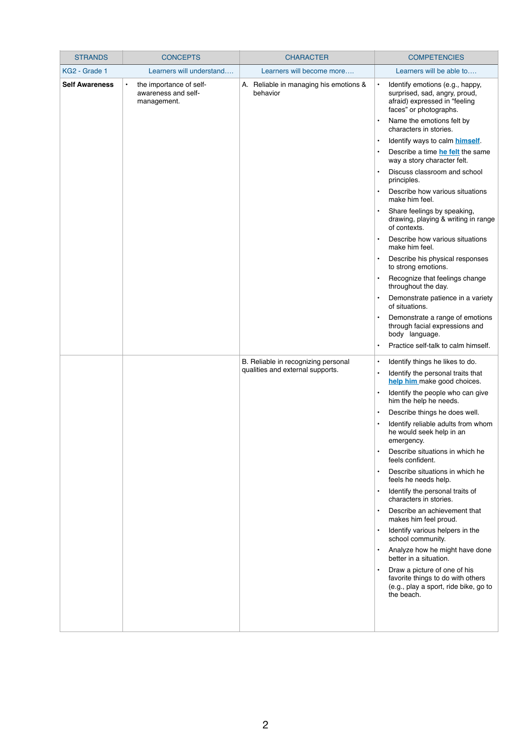| STRANDS | CONCEPTS | CHARACTER | COMPETENCIES |
| --- | --- | --- | --- |
| KG2 - Grade 1 | Learners will understand…. | Learners will become more…. | Learners will be able to…. |
| **Self Awareness** | • the importance of self-awareness and self-management. | A. Reliable in managing his emotions & behavior | • Identify emotions (e.g., happy, surprised, sad, angry, proud, afraid) expressed in "feeling faces" or photographs.<br>• Name the emotions felt by characters in stories.<br>• Identify ways to calm himself.<br>• Describe a time he felt the same way a story character felt.<br>• Discuss classroom and school principles.<br>• Describe how various situations make him feel.<br>• Share feelings by speaking, drawing, playing & writing in range of contexts.<br>• Describe how various situations make him feel.<br>• Describe his physical responses to strong emotions.<br>• Recognize that feelings change throughout the day.<br>• Demonstrate patience in a variety of situations.<br>• Demonstrate a range of emotions through facial expressions and body language.<br>• Practice self-talk to calm himself. |
| | | B. Reliable in recognizing personal qualities and external supports. | • Identify things he likes to do.<br>• Identify the personal traits that help him make good choices.<br>• Identify the people who can give him the help he needs.<br>• Describe things he does well.<br>• Identify reliable adults from whom he would seek help in an emergency.<br>• Describe situations in which he feels confident.<br>• Describe situations in which he feels he needs help.<br>• Identify the personal traits of characters in stories.<br>• Describe an achievement that makes him feel proud.<br>• Identify various helpers in the school community.<br>• Analyze how he might have done better in a situation.<br>• Draw a picture of one of his favorite things to do with others (e.g., play a sport, ride bike, go to the beach. |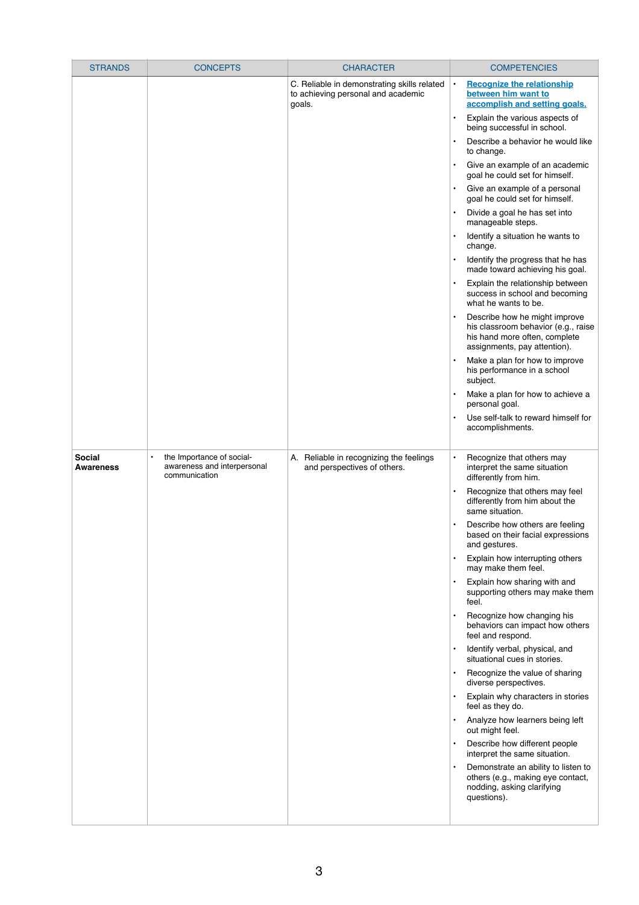| STRANDS | CONCEPTS | CHARACTER | COMPETENCIES |
|---|---|---|---|
| | | C. Reliable in demonstrating skills related to achieving personal and academic goals. | • **Recognize the relationship between him want to accomplish and setting goals.**<br>• Explain the various aspects of being successful in school.<br>• Describe a behavior he would like to change.<br>• Give an example of an academic goal he could set for himself.<br>• Give an example of a personal goal he could set for himself.<br>• Divide a goal he has set into manageable steps.<br>• Identify a situation he wants to change.<br>• Identify the progress that he has made toward achieving his goal.<br>• Explain the relationship between success in school and becoming what he wants to be.<br>• Describe how he might improve his classroom behavior (e.g., raise his hand more often, complete assignments, pay attention).<br>• Make a plan for how to improve his performance in a school subject.<br>• Make a plan for how to achieve a personal goal.<br>• Use self-talk to reward himself for accomplishments. |
| **Social Awareness** | • the Importance of social-awareness and interpersonal communication | A. Reliable in recognizing the feelings and perspectives of others. | • Recognize that others may interpret the same situation differently from him.<br>• Recognize that others may feel differently from him about the same situation.<br>• Describe how others are feeling based on their facial expressions and gestures.<br>• Explain how interrupting others may make them feel.<br>• Explain how sharing with and supporting others may make them feel.<br>• Recognize how changing his behaviors can impact how others feel and respond.<br>• Identify verbal, physical, and situational cues in stories.<br>• Recognize the value of sharing diverse perspectives.<br>• Explain why characters in stories feel as they do.<br>• Analyze how learners being left out might feel.<br>• Describe how different people interpret the same situation.<br>• Demonstrate an ability to listen to others (e.g., making eye contact, nodding, asking clarifying questions). |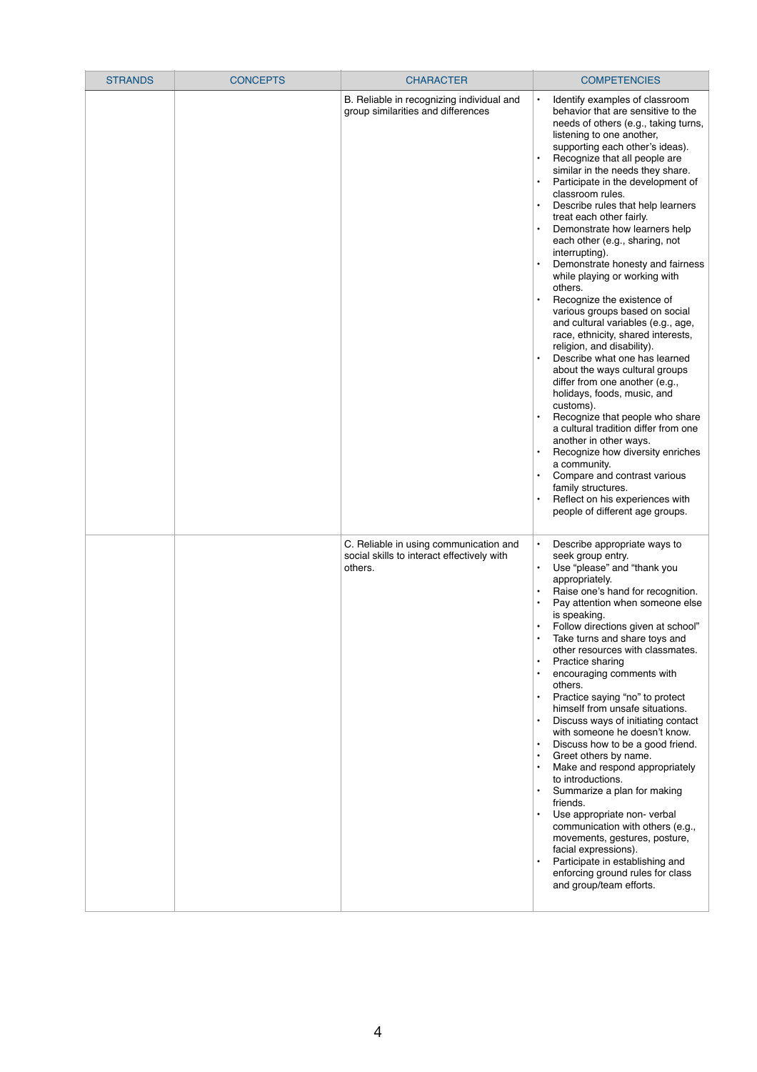| STRANDS | CONCEPTS | CHARACTER | COMPETENCIES |
|---|---|---|---|
| | | B. Reliable in recognizing individual and group similarities and differences | • Identify examples of classroom behavior that are sensitive to the needs of others (e.g., taking turns, listening to one another, supporting each other's ideas).<br>• Recognize that all people are similar in the needs they share.<br>• Participate in the development of classroom rules.<br>• Describe rules that help learners treat each other fairly.<br>• Demonstrate how learners help each other (e.g., sharing, not interrupting).<br>• Demonstrate honesty and fairness while playing or working with others.<br>• Recognize the existence of various groups based on social and cultural variables (e.g., age, race, ethnicity, shared interests, religion, and disability).<br>• Describe what one has learned about the ways cultural groups differ from one another (e.g., holidays, foods, music, and customs).<br>• Recognize that people who share a cultural tradition differ from one another in other ways.<br>• Recognize how diversity enriches a community.<br>• Compare and contrast various family structures.<br>• Reflect on his experiences with people of different age groups. |
| | | C. Reliable in using communication and social skills to interact effectively with others. | • Describe appropriate ways to seek group entry.<br>• Use "please" and "thank you appropriately.<br>• Raise one's hand for recognition.<br>• Pay attention when someone else is speaking.<br>• Follow directions given at school"<br>• Take turns and share toys and other resources with classmates.<br>• Practice sharing<br>• encouraging comments with others.<br>• Practice saying "no" to protect himself from unsafe situations.<br>• Discuss ways of initiating contact with someone he doesn't know.<br>• Discuss how to be a good friend.<br>• Greet others by name.<br>• Make and respond appropriately to introductions.<br>• Summarize a plan for making friends.<br>• Use appropriate non- verbal communication with others (e.g., movements, gestures, posture, facial expressions).<br>• Participate in establishing and enforcing ground rules for class and group/team efforts. |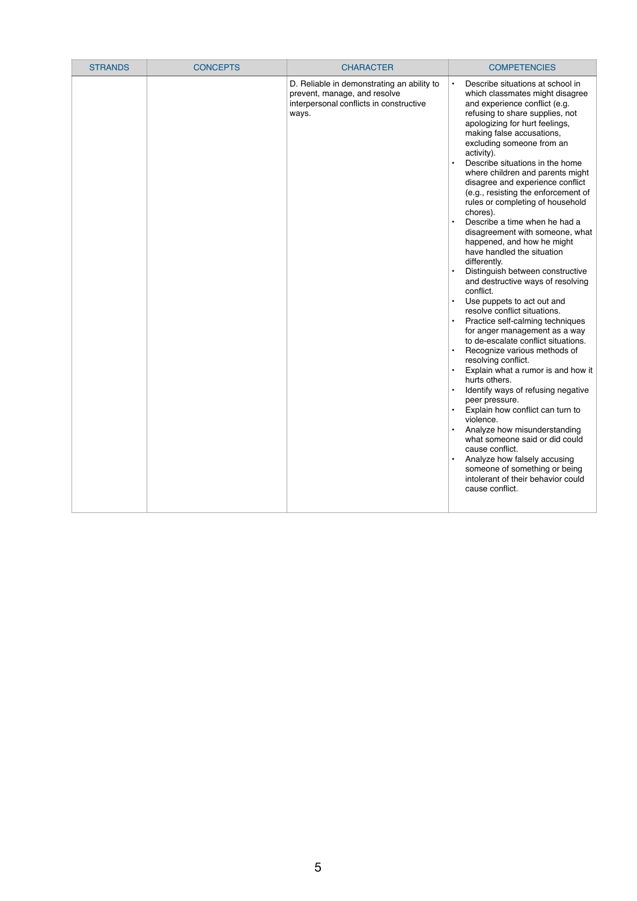| STRANDS | CONCEPTS | CHARACTER | COMPETENCIES |
|---|---|---|---|
| | | D. Reliable in demonstrating an ability to prevent, manage, and resolve interpersonal conflicts in constructive ways. | • Describe situations at school in which classmates might disagree and experience conflict (e.g. refusing to share supplies, not apologizing for hurt feelings, making false accusations, excluding someone from an activity).<br>• Describe situations in the home where children and parents might disagree and experience conflict (e.g., resisting the enforcement of rules or completing of household chores).<br>• Describe a time when he had a disagreement with someone, what happened, and how he might have handled the situation differently.<br>• Distinguish between constructive and destructive ways of resolving conflict.<br>• Use puppets to act out and resolve conflict situations.<br>• Practice self-calming techniques for anger management as a way to de-escalate conflict situations.<br>• Recognize various methods of resolving conflict.<br>• Explain what a rumor is and how it hurts others.<br>• Identify ways of refusing negative peer pressure.<br>• Explain how conflict can turn to violence.<br>• Analyze how misunderstanding what someone said or did could cause conflict.<br>• Analyze how falsely accusing someone of something or being intolerant of their behavior could cause conflict. |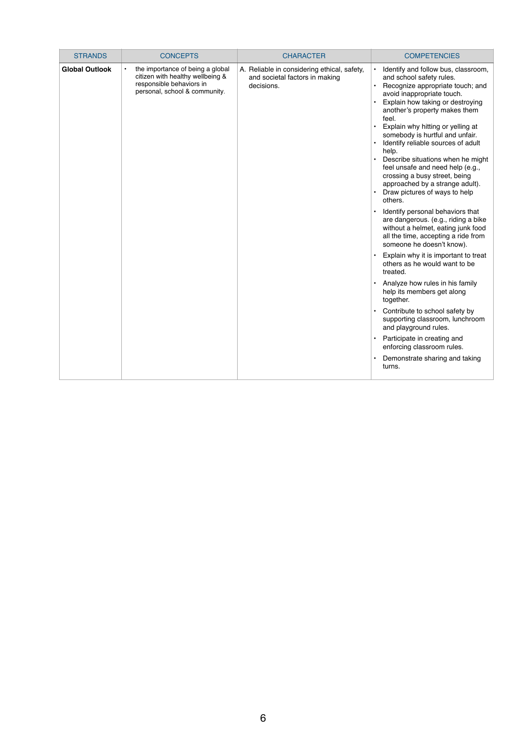| STRANDS | CONCEPTS | CHARACTER | COMPETENCIES |
|---|---|---|---|
| **Global Outlook** | • the importance of being a global citizen with healthy wellbeing & responsible behaviors in personal, school & community. | A. Reliable in considering ethical, safety, and societal factors in making decisions. | • Identify and follow bus, classroom, and school safety rules.<br>• Recognize appropriate touch; and avoid inappropriate touch.<br>• Explain how taking or destroying another's property makes them feel.<br>• Explain why hitting or yelling at somebody is hurtful and unfair.<br>• Identify reliable sources of adult help.<br>• Describe situations when he might feel unsafe and need help (e.g., crossing a busy street, being approached by a strange adult).<br>• Draw pictures of ways to help others.<br>• Identify personal behaviors that are dangerous. (e.g., riding a bike without a helmet, eating junk food all the time, accepting a ride from someone he doesn't know).<br>• Explain why it is important to treat others as he would want to be treated.<br>• Analyze how rules in his family help its members get along together.<br>• Contribute to school safety by supporting classroom, lunchroom and playground rules.<br>• Participate in creating and enforcing classroom rules.<br>• Demonstrate sharing and taking turns. |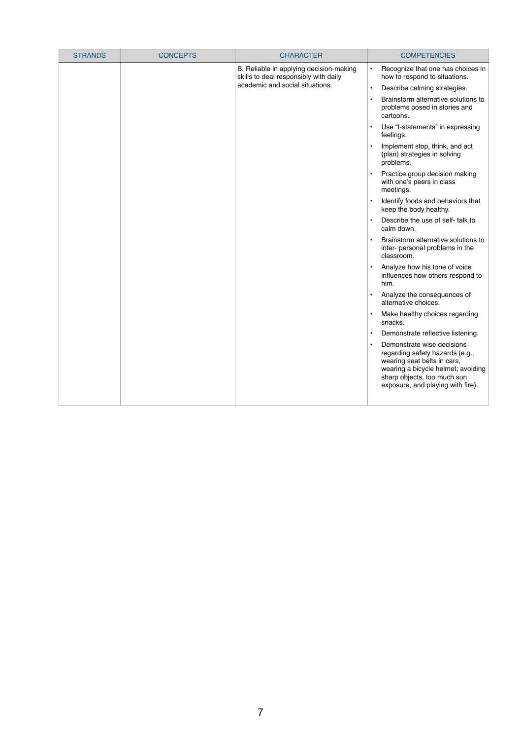| STRANDS | CONCEPTS | CHARACTER | COMPETENCIES |
|---|---|---|---|
| | | B. Reliable in applying decision-making skills to deal responsibly with daily academic and social situations. | • Recognize that one has choices in how to respond to situations.<br>• Describe calming strategies.<br>• Brainstorm alternative solutions to problems posed in stories and cartoons.<br>• Use “I-statements” in expressing feelings.<br>• Implement stop, think, and act (plan) strategies in solving problems.<br>• Practice group decision making with one’s peers in class meetings.<br>• Identify foods and behaviors that keep the body healthy.<br>• Describe the use of self- talk to calm down.<br>• Brainstorm alternative solutions to inter- personal problems in the classroom.<br>• Analyze how his tone of voice influences how others respond to him.<br>• Analyze the consequences of alternative choices.<br>• Make healthy choices regarding snacks.<br>• Demonstrate reflective listening.<br>• Demonstrate wise decisions regarding safety hazards (e.g., wearing seat belts in cars, wearing a bicycle helmet; avoiding sharp objects, too much sun exposure, and playing with fire). |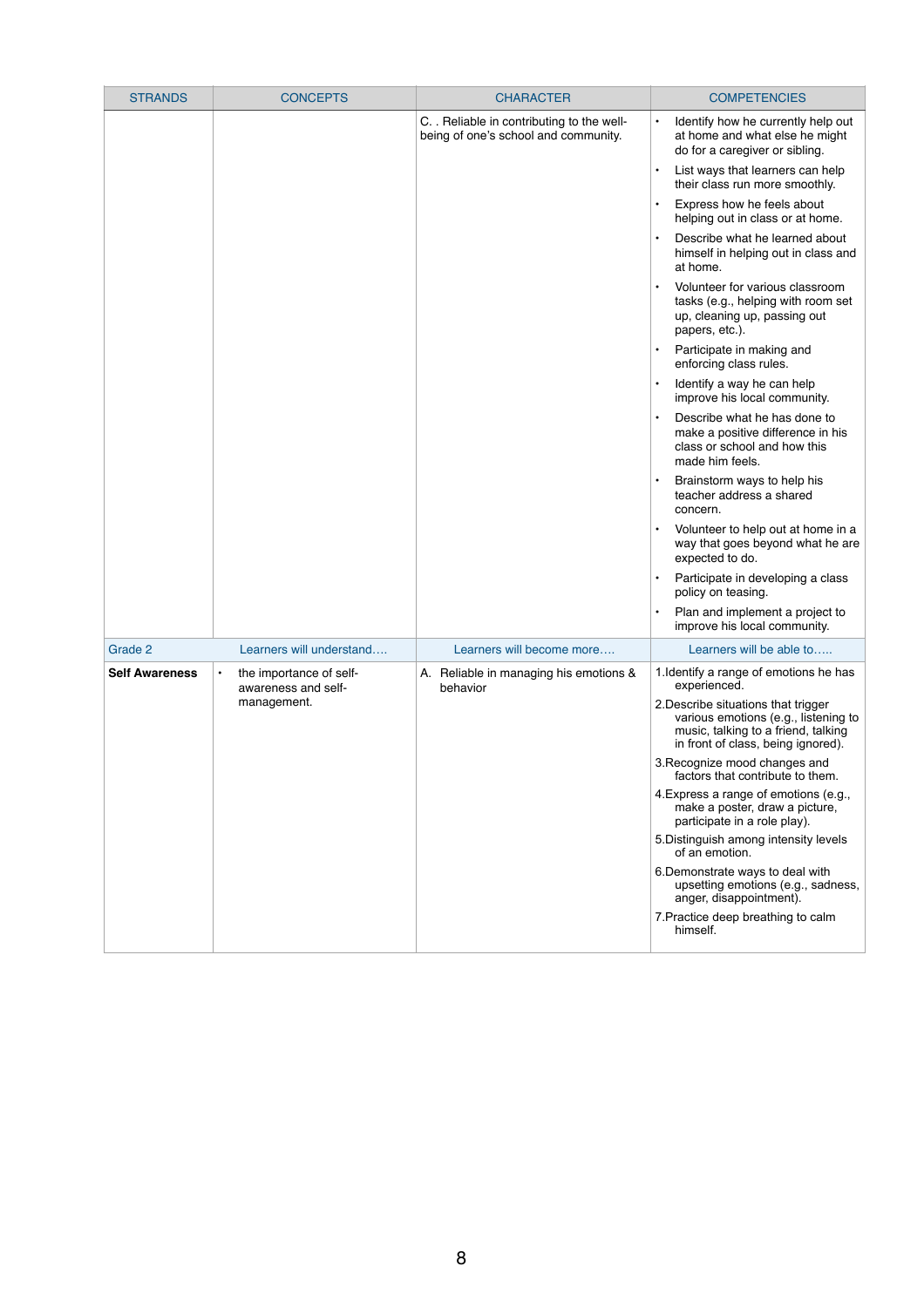| STRANDS | CONCEPTS | CHARACTER | COMPETENCIES |
|---|---|---|---|
| | | C. . Reliable in contributing to the well-being of one's school and community. | • Identify how he currently help out at home and what else he might do for a caregiver or sibling.<br>• List ways that learners can help their class run more smoothly.<br>• Express how he feels about helping out in class or at home.<br>• Describe what he learned about himself in helping out in class and at home.<br>• Volunteer for various classroom tasks (e.g., helping with room set up, cleaning up, passing out papers, etc.).<br>• Participate in making and enforcing class rules.<br>• Identify a way he can help improve his local community.<br>• Describe what he has done to make a positive difference in his class or school and how this made him feels.<br>• Brainstorm ways to help his teacher address a shared concern.<br>• Volunteer to help out at home in a way that goes beyond what he are expected to do.<br>• Participate in developing a class policy on teasing.<br>• Plan and implement a project to improve his local community. |
| Grade 2 | Learners will understand…. | Learners will become more…. | Learners will be able to….. |
| **Self Awareness** | • the importance of self-awareness and self-management. | A. Reliable in managing his emotions & behavior | 1.Identify a range of emotions he has experienced.<br>2.Describe situations that trigger various emotions (e.g., listening to music, talking to a friend, talking in front of class, being ignored).<br>3.Recognize mood changes and factors that contribute to them.<br>4.Express a range of emotions (e.g., make a poster, draw a picture, participate in a role play).<br>5.Distinguish among intensity levels of an emotion.<br>6.Demonstrate ways to deal with upsetting emotions (e.g., sadness, anger, disappointment).<br>7.Practice deep breathing to calm himself. |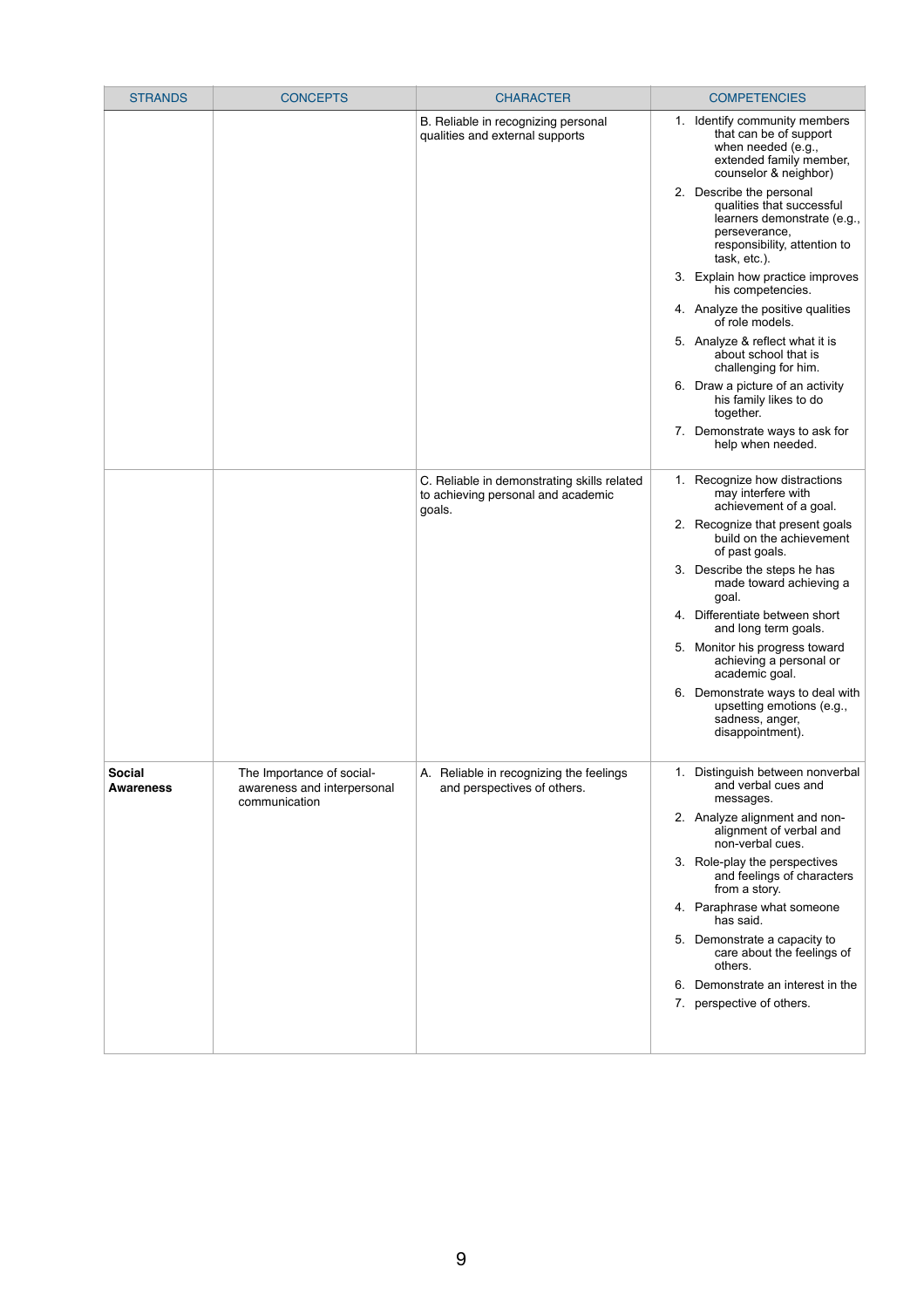| STRANDS | CONCEPTS | CHARACTER | COMPETENCIES |
|---|---|---|---|
| | | B. Reliable in recognizing personal qualities and external supports | 1. Identify community members that can be of support when needed (e.g., extended family member, counselor & neighbor)<br>2. Describe the personal qualities that successful learners demonstrate (e.g., perseverance, responsibility, attention to task, etc.).<br>3. Explain how practice improves his competencies.<br>4. Analyze the positive qualities of role models.<br>5. Analyze & reflect what it is about school that is challenging for him.<br>6. Draw a picture of an activity his family likes to do together.<br>7. Demonstrate ways to ask for help when needed. |
| | | C. Reliable in demonstrating skills related to achieving personal and academic goals. | 1. Recognize how distractions may interfere with achievement of a goal.<br>2. Recognize that present goals build on the achievement of past goals.<br>3. Describe the steps he has made toward achieving a goal.<br>4. Differentiate between short and long term goals.<br>5. Monitor his progress toward achieving a personal or academic goal.<br>6. Demonstrate ways to deal with upsetting emotions (e.g., sadness, anger, disappointment). |
| **Social Awareness** | The Importance of social-awareness and interpersonal communication | A. Reliable in recognizing the feelings and perspectives of others. | 1. Distinguish between nonverbal and verbal cues and messages.<br>2. Analyze alignment and non-alignment of verbal and non-verbal cues.<br>3. Role-play the perspectives and feelings of characters from a story.<br>4. Paraphrase what someone has said.<br>5. Demonstrate a capacity to care about the feelings of others.<br>6. Demonstrate an interest in the<br>7. perspective of others. |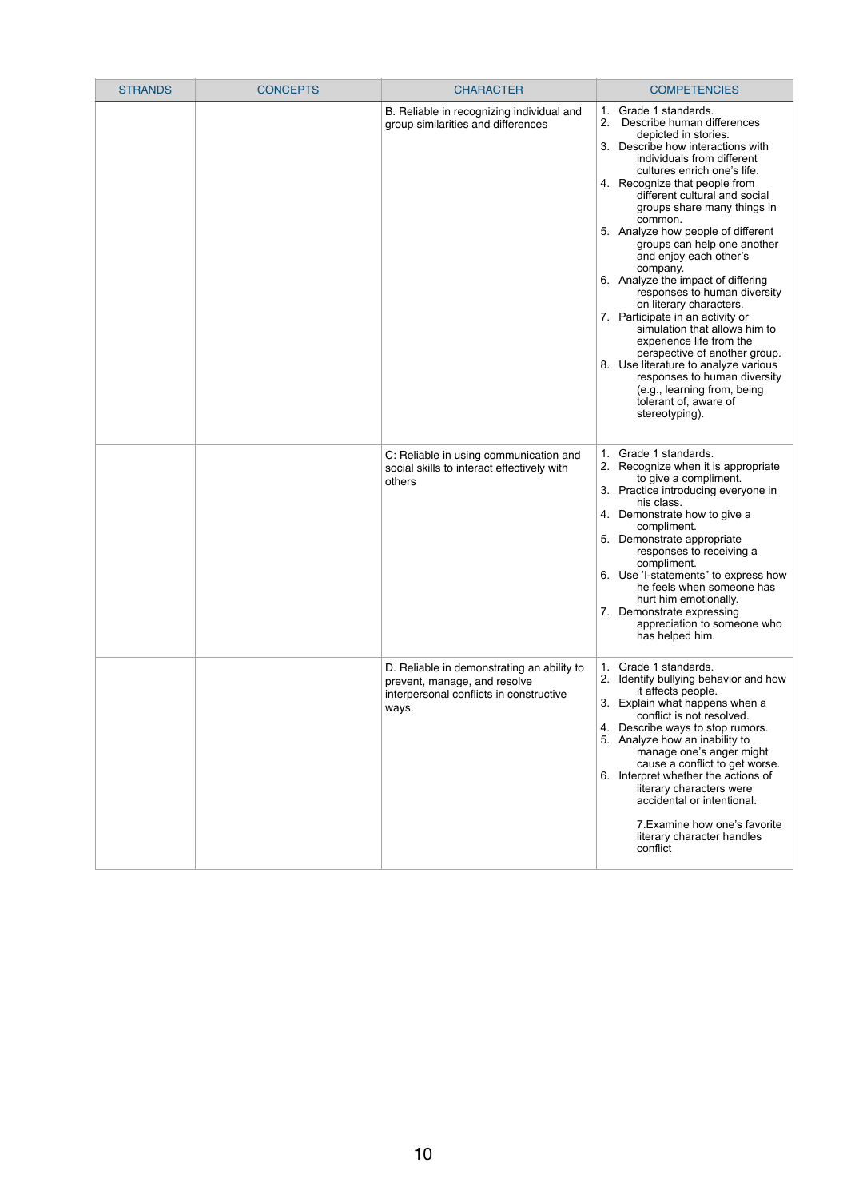| STRANDS | CONCEPTS | CHARACTER | COMPETENCIES |
| --- | --- | --- | --- |
| | | B. Reliable in recognizing individual and group similarities and differences | 1. Grade 1 standards.<br>2. Describe human differences depicted in stories.<br>3. Describe how interactions with individuals from different cultures enrich one's life.<br>4. Recognize that people from different cultural and social groups share many things in common.<br>5. Analyze how people of different groups can help one another and enjoy each other's company.<br>6. Analyze the impact of differing responses to human diversity on literary characters.<br>7. Participate in an activity or simulation that allows him to experience life from the perspective of another group.<br>8. Use literature to analyze various responses to human diversity (e.g., learning from, being tolerant of, aware of stereotyping). |
| | | C: Reliable in using communication and social skills to interact effectively with others | 1. Grade 1 standards.<br>2. Recognize when it is appropriate to give a compliment.<br>3. Practice introducing everyone in his class.<br>4. Demonstrate how to give a compliment.<br>5. Demonstrate appropriate responses to receiving a compliment.<br>6. Use 'I-statements" to express how he feels when someone has hurt him emotionally.<br>7. Demonstrate expressing appreciation to someone who has helped him. |
| | | D. Reliable in demonstrating an ability to prevent, manage, and resolve interpersonal conflicts in constructive ways. | 1. Grade 1 standards.<br>2. Identify bullying behavior and how it affects people.<br>3. Explain what happens when a conflict is not resolved.<br>4. Describe ways to stop rumors.<br>5. Analyze how an inability to manage one's anger might cause a conflict to get worse.<br>6. Interpret whether the actions of literary characters were accidental or intentional.<br>7.Examine how one's favorite literary character handles conflict |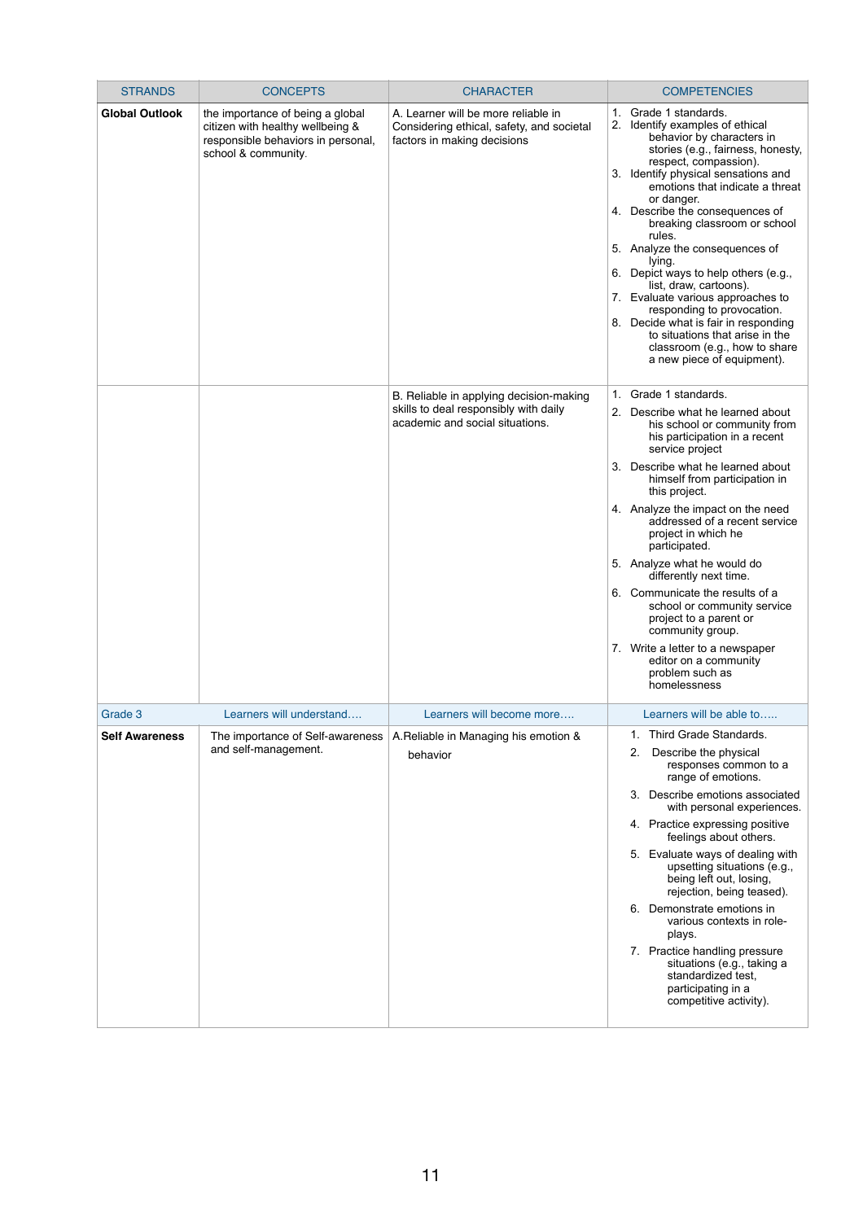| STRANDS | CONCEPTS | CHARACTER | COMPETENCIES |
|---|---|---|---|
| **Global Outlook** | the importance of being a global citizen with healthy wellbeing & responsible behaviors in personal, school & community. | A. Learner will be more reliable in Considering ethical, safety, and societal factors in making decisions | 1. Grade 1 standards.<br>2. Identify examples of ethical behavior by characters in stories (e.g., fairness, honesty, respect, compassion).<br>3. Identify physical sensations and emotions that indicate a threat or danger.<br>4. Describe the consequences of breaking classroom or school rules.<br>5. Analyze the consequences of lying.<br>6. Depict ways to help others (e.g., list, draw, cartoons).<br>7. Evaluate various approaches to responding to provocation.<br>8. Decide what is fair in responding to situations that arise in the classroom (e.g., how to share a new piece of equipment). |
| | | B. Reliable in applying decision-making skills to deal responsibly with daily academic and social situations. | 1. Grade 1 standards.<br>2. Describe what he learned about his school or community from his participation in a recent service project<br>3. Describe what he learned about himself from participation in this project.<br>4. Analyze the impact on the need addressed of a recent service project in which he participated.<br>5. Analyze what he would do differently next time.<br>6. Communicate the results of a school or community service project to a parent or community group.<br>7. Write a letter to a newspaper editor on a community problem such as homelessness |
| Grade 3 | Learners will understand…. | Learners will become more…. | Learners will be able to….. |
| **Self Awareness** | The importance of Self-awareness and self-management. | A.Reliable in Managing his emotion & behavior | 1. Third Grade Standards.<br>2. Describe the physical responses common to a range of emotions.<br>3. Describe emotions associated with personal experiences.<br>4. Practice expressing positive feelings about others.<br>5. Evaluate ways of dealing with upsetting situations (e.g., being left out, losing, rejection, being teased).<br>6. Demonstrate emotions in various contexts in role-plays.<br>7. Practice handling pressure situations (e.g., taking a standardized test, participating in a competitive activity). |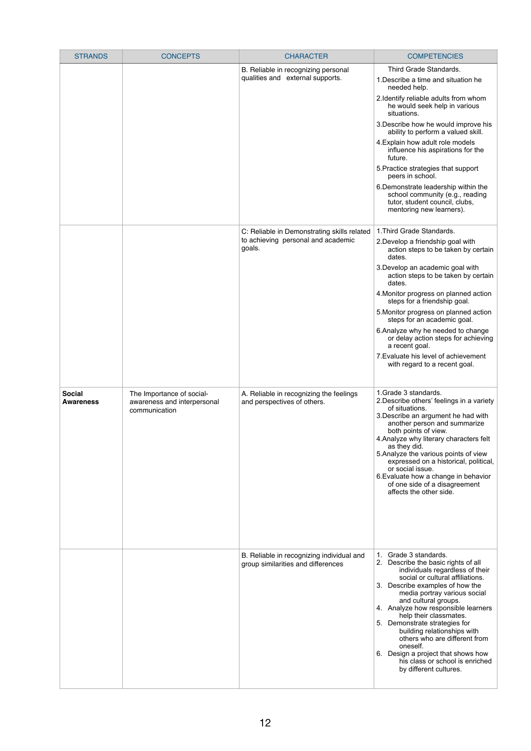| STRANDS | CONCEPTS | CHARACTER | COMPETENCIES |
|---|---|---|---|
| | | B. Reliable in recognizing personal qualities and external supports. | Third Grade Standards.<br>1.Describe a time and situation he needed help.<br>2.Identify reliable adults from whom he would seek help in various situations.<br>3.Describe how he would improve his ability to perform a valued skill.<br>4.Explain how adult role models influence his aspirations for the future.<br>5.Practice strategies that support peers in school.<br>6.Demonstrate leadership within the school community (e.g., reading tutor, student council, clubs, mentoring new learners). |
| | | C: Reliable in Demonstrating skills related to achieving personal and academic goals. | 1.Third Grade Standards.<br>2.Develop a friendship goal with action steps to be taken by certain dates.<br>3.Develop an academic goal with action steps to be taken by certain dates.<br>4.Monitor progress on planned action steps for a friendship goal.<br>5.Monitor progress on planned action steps for an academic goal.<br>6.Analyze why he needed to change or delay action steps for achieving a recent goal.<br>7.Evaluate his level of achievement with regard to a recent goal. |
| **Social Awareness** | The Importance of social-awareness and interpersonal communication | A. Reliable in recognizing the feelings and perspectives of others. | 1.Grade 3 standards.<br>2.Describe others' feelings in a variety of situations.<br>3.Describe an argument he had with another person and summarize both points of view.<br>4.Analyze why literary characters felt as they did.<br>5.Analyze the various points of view expressed on a historical, political, or social issue.<br>6.Evaluate how a change in behavior of one side of a disagreement affects the other side. |
| | | B. Reliable in recognizing individual and group similarities and differences | 1. Grade 3 standards.<br>2. Describe the basic rights of all individuals regardless of their social or cultural affiliations.<br>3. Describe examples of how the media portray various social and cultural groups.<br>4. Analyze how responsible learners help their classmates.<br>5. Demonstrate strategies for building relationships with others who are different from oneself.<br>6. Design a project that shows how his class or school is enriched by different cultures. |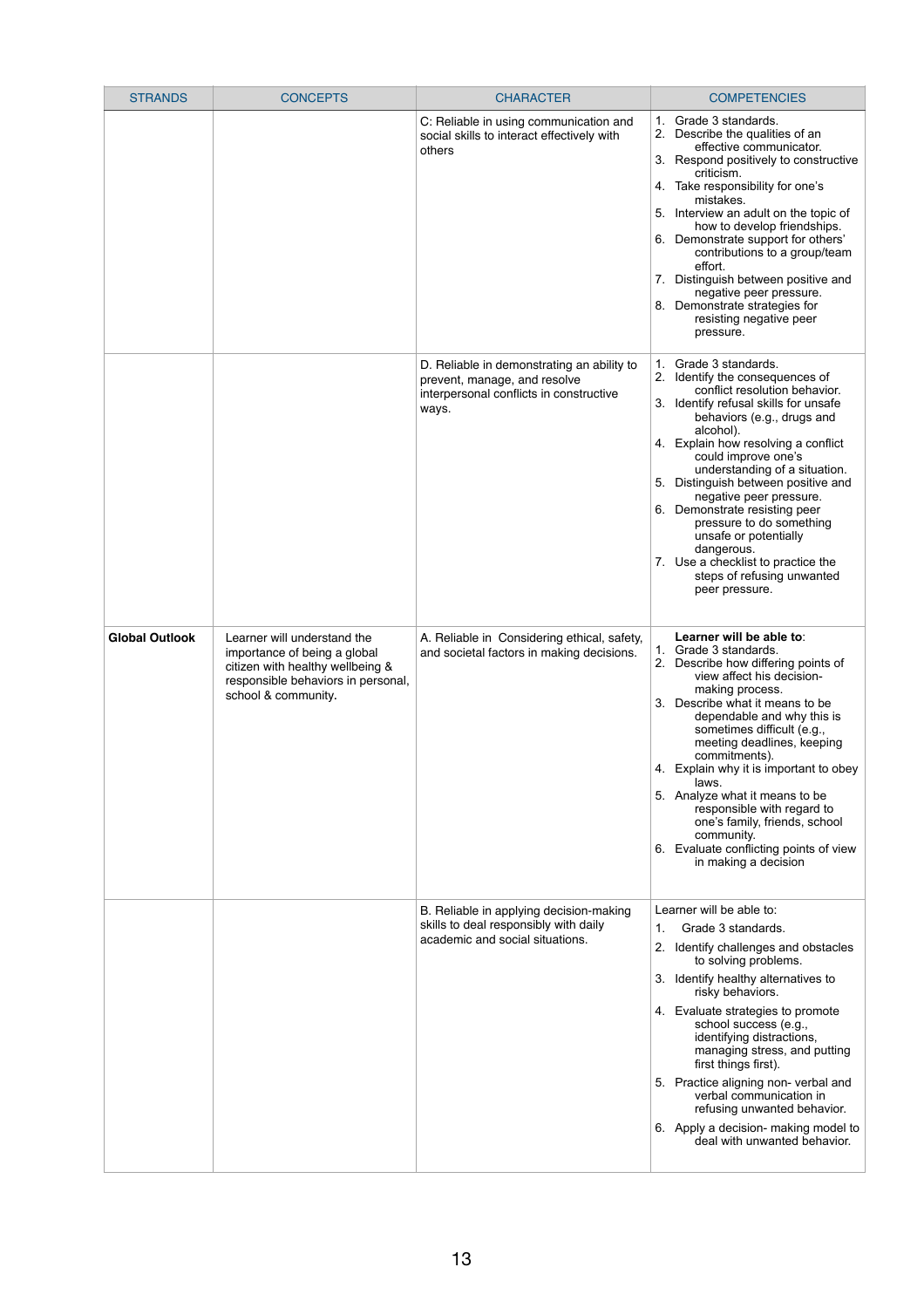| STRANDS | CONCEPTS | CHARACTER | COMPETENCIES |
|---|---|---|---|
| | | C: Reliable in using communication and social skills to interact effectively with others | 1. Grade 3 standards.<br>2. Describe the qualities of an effective communicator.<br>3. Respond positively to constructive criticism.<br>4. Take responsibility for one's mistakes.<br>5. Interview an adult on the topic of how to develop friendships.<br>6. Demonstrate support for others' contributions to a group/team effort.<br>7. Distinguish between positive and negative peer pressure.<br>8. Demonstrate strategies for resisting negative peer pressure. |
| | | D. Reliable in demonstrating an ability to prevent, manage, and resolve interpersonal conflicts in constructive ways. | 1. Grade 3 standards.<br>2. Identify the consequences of conflict resolution behavior.<br>3. Identify refusal skills for unsafe behaviors (e.g., drugs and alcohol).<br>4. Explain how resolving a conflict could improve one's understanding of a situation.<br>5. Distinguish between positive and negative peer pressure.<br>6. Demonstrate resisting peer pressure to do something unsafe or potentially dangerous.<br>7. Use a checklist to practice the steps of refusing unwanted peer pressure. |
| **Global Outlook** | Learner will understand the importance of being a global citizen with healthy wellbeing & responsible behaviors in personal, school & community. | A. Reliable in Considering ethical, safety, and societal factors in making decisions. | **Learner will be able to**:<br>1. Grade 3 standards.<br>2. Describe how differing points of view affect his decision-making process.<br>3. Describe what it means to be dependable and why this is sometimes difficult (e.g., meeting deadlines, keeping commitments).<br>4. Explain why it is important to obey laws.<br>5. Analyze what it means to be responsible with regard to one's family, friends, school community.<br>6. Evaluate conflicting points of view in making a decision |
| | | B. Reliable in applying decision-making skills to deal responsibly with daily academic and social situations. | Learner will be able to:<br>1. Grade 3 standards.<br>2. Identify challenges and obstacles to solving problems.<br>3. Identify healthy alternatives to risky behaviors.<br>4. Evaluate strategies to promote school success (e.g., identifying distractions, managing stress, and putting first things first).<br>5. Practice aligning non- verbal and verbal communication in refusing unwanted behavior.<br>6. Apply a decision- making model to deal with unwanted behavior. |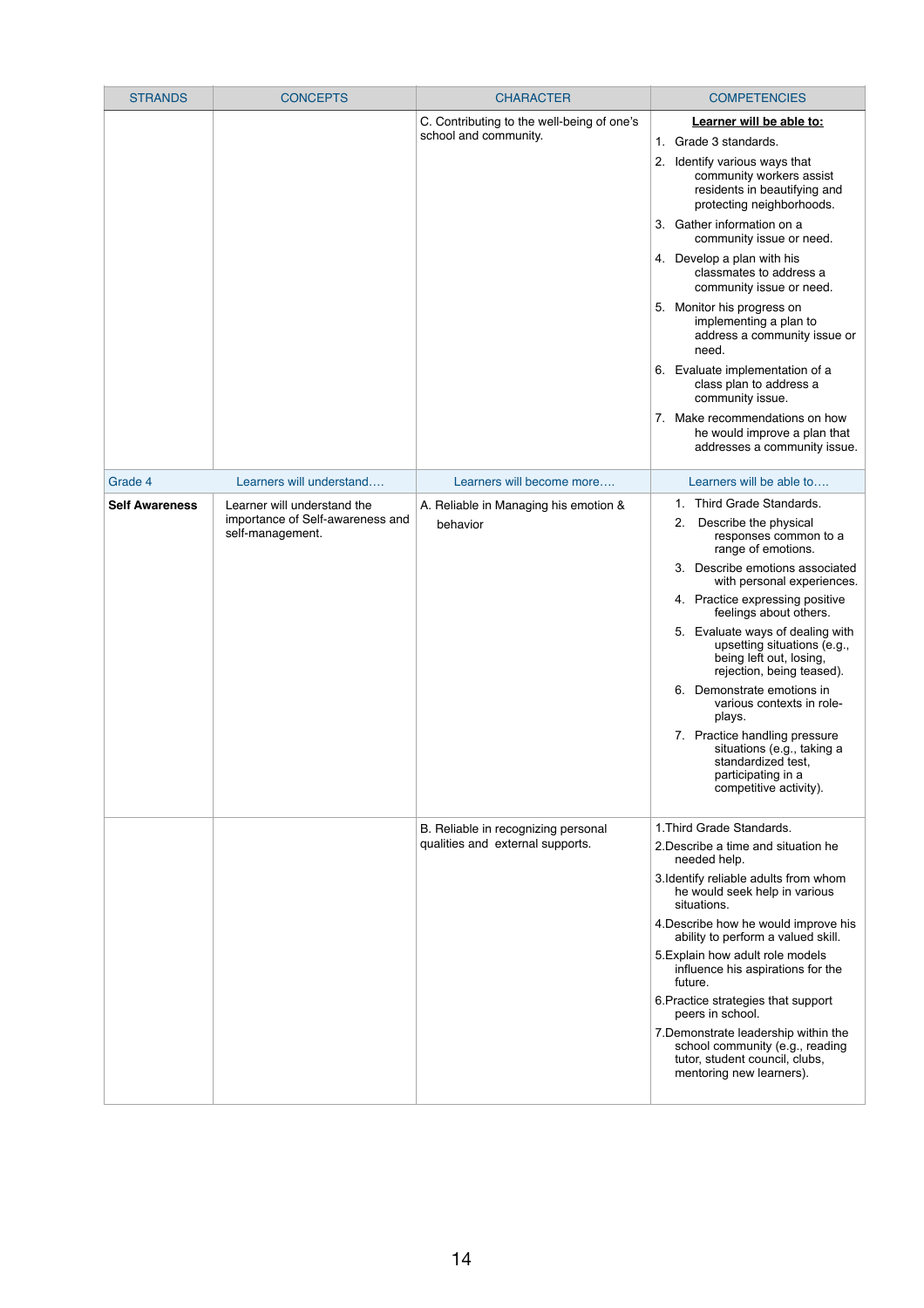| STRANDS | CONCEPTS | CHARACTER | COMPETENCIES |
|---|---|---|---|
| | | C. Contributing to the well-being of one's school and community. | **Learner will be able to:**<br>1. Grade 3 standards.<br>2. Identify various ways that community workers assist residents in beautifying and protecting neighborhoods.<br>3. Gather information on a community issue or need.<br>4. Develop a plan with his classmates to address a community issue or need.<br>5. Monitor his progress on implementing a plan to address a community issue or need.<br>6. Evaluate implementation of a class plan to address a community issue.<br>7. Make recommendations on how he would improve a plan that addresses a community issue. |
| Grade 4 | Learners will understand…. | Learners will become more…. | Learners will be able to…. |
| **Self Awareness** | Learner will understand the importance of Self-awareness and self-management. | A. Reliable in Managing his emotion & behavior | 1. Third Grade Standards.<br>2. Describe the physical responses common to a range of emotions.<br>3. Describe emotions associated with personal experiences.<br>4. Practice expressing positive feelings about others.<br>5. Evaluate ways of dealing with upsetting situations (e.g., being left out, losing, rejection, being teased).<br>6. Demonstrate emotions in various contexts in role-plays.<br>7. Practice handling pressure situations (e.g., taking a standardized test, participating in a competitive activity). |
| | | B. Reliable in recognizing personal qualities and external supports. | 1.Third Grade Standards.<br>2.Describe a time and situation he needed help.<br>3.Identify reliable adults from whom he would seek help in various situations.<br>4.Describe how he would improve his ability to perform a valued skill.<br>5.Explain how adult role models influence his aspirations for the future.<br>6.Practice strategies that support peers in school.<br>7.Demonstrate leadership within the school community (e.g., reading tutor, student council, clubs, mentoring new learners). |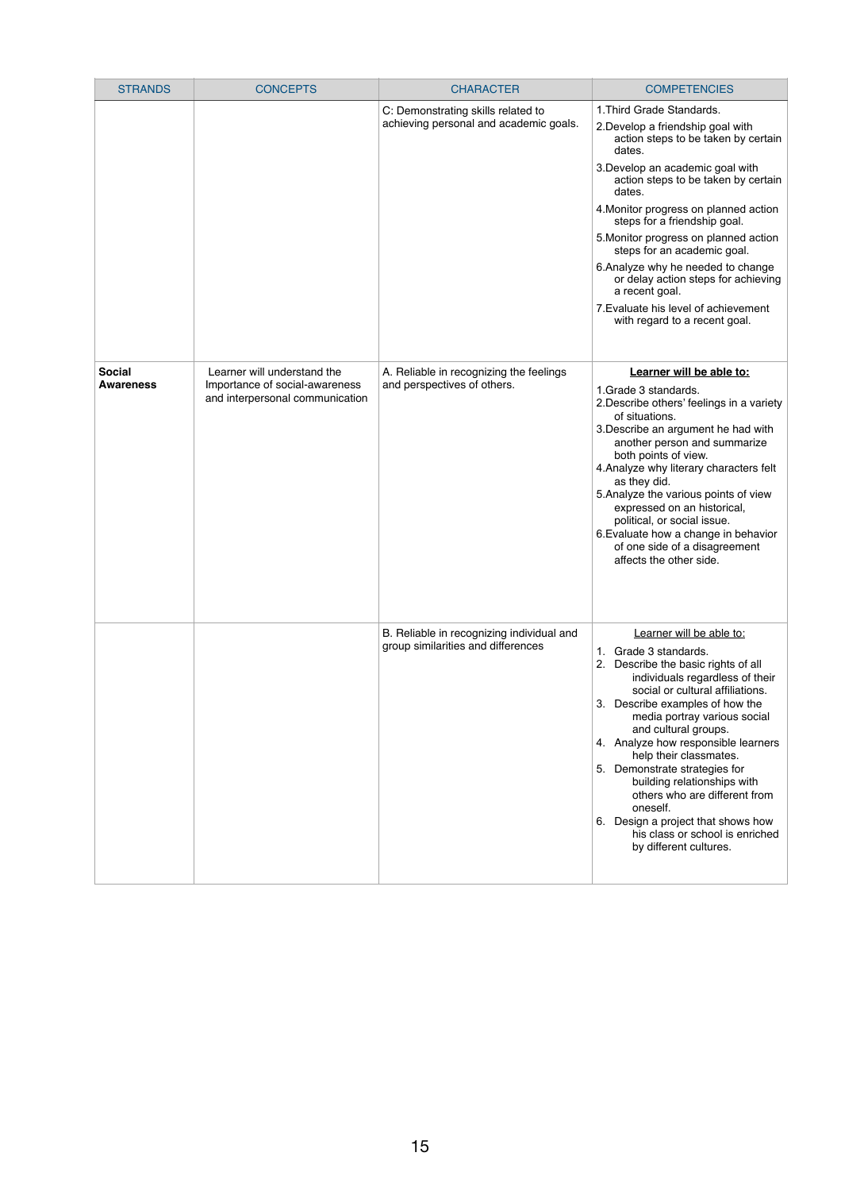| STRANDS | CONCEPTS | CHARACTER | COMPETENCIES |
|---|---|---|---|
| | | C: Demonstrating skills related to achieving personal and academic goals. | 1. Third Grade Standards.<br>2. Develop a friendship goal with action steps to be taken by certain dates.<br>3. Develop an academic goal with action steps to be taken by certain dates.<br>4. Monitor progress on planned action steps for a friendship goal.<br>5. Monitor progress on planned action steps for an academic goal.<br>6. Analyze why he needed to change or delay action steps for achieving a recent goal.<br>7. Evaluate his level of achievement with regard to a recent goal. |
| **Social Awareness** | Learner will understand the Importance of social-awareness and interpersonal communication | A. Reliable in recognizing the feelings and perspectives of others. | **Learner will be able to:**<br>1. Grade 3 standards.<br>2. Describe others' feelings in a variety of situations.<br>3. Describe an argument he had with another person and summarize both points of view.<br>4. Analyze why literary characters felt as they did.<br>5. Analyze the various points of view expressed on an historical, political, or social issue.<br>6. Evaluate how a change in behavior of one side of a disagreement affects the other side. |
| | | B. Reliable in recognizing individual and group similarities and differences | Learner will be able to:<br>1. Grade 3 standards.<br>2. Describe the basic rights of all individuals regardless of their social or cultural affiliations.<br>3. Describe examples of how the media portray various social and cultural groups.<br>4. Analyze how responsible learners help their classmates.<br>5. Demonstrate strategies for building relationships with others who are different from oneself.<br>6. Design a project that shows how his class or school is enriched by different cultures. |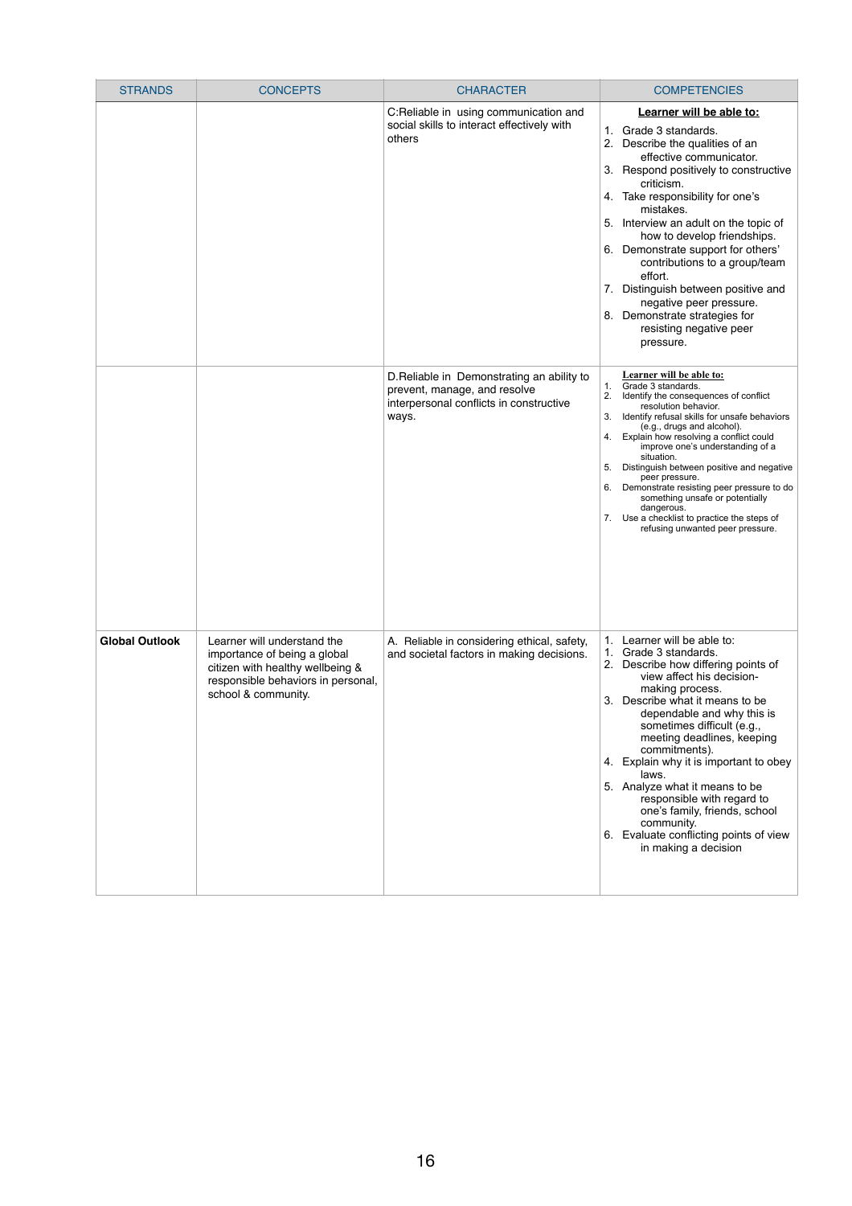| STRANDS | CONCEPTS | CHARACTER | COMPETENCIES |
|---|---|---|---|
| | | C:Reliable in using communication and social skills to interact effectively with others | **Learner will be able to:**<br>1. Grade 3 standards.<br>2. Describe the qualities of an effective communicator.<br>3. Respond positively to constructive criticism.<br>4. Take responsibility for one's mistakes.<br>5. Interview an adult on the topic of how to develop friendships.<br>6. Demonstrate support for others' contributions to a group/team effort.<br>7. Distinguish between positive and negative peer pressure.<br>8. Demonstrate strategies for resisting negative peer pressure. |
| | | D.Reliable in Demonstrating an ability to prevent, manage, and resolve interpersonal conflicts in constructive ways. | **Learner will be able to:**<br>1. Grade 3 standards.<br>2. Identify the consequences of conflict resolution behavior.<br>3. Identify refusal skills for unsafe behaviors (e.g., drugs and alcohol).<br>4. Explain how resolving a conflict could improve one's understanding of a situation.<br>5. Distinguish between positive and negative peer pressure.<br>6. Demonstrate resisting peer pressure to do something unsafe or potentially dangerous.<br>7. Use a checklist to practice the steps of refusing unwanted peer pressure. |
| **Global Outlook** | Learner will understand the importance of being a global citizen with healthy wellbeing & responsible behaviors in personal, school & community. | A. Reliable in considering ethical, safety, and societal factors in making decisions. | 1. Learner will be able to:<br>1. Grade 3 standards.<br>2. Describe how differing points of view affect his decision-making process.<br>3. Describe what it means to be dependable and why this is sometimes difficult (e.g., meeting deadlines, keeping commitments).<br>4. Explain why it is important to obey laws.<br>5. Analyze what it means to be responsible with regard to one's family, friends, school community.<br>6. Evaluate conflicting points of view in making a decision |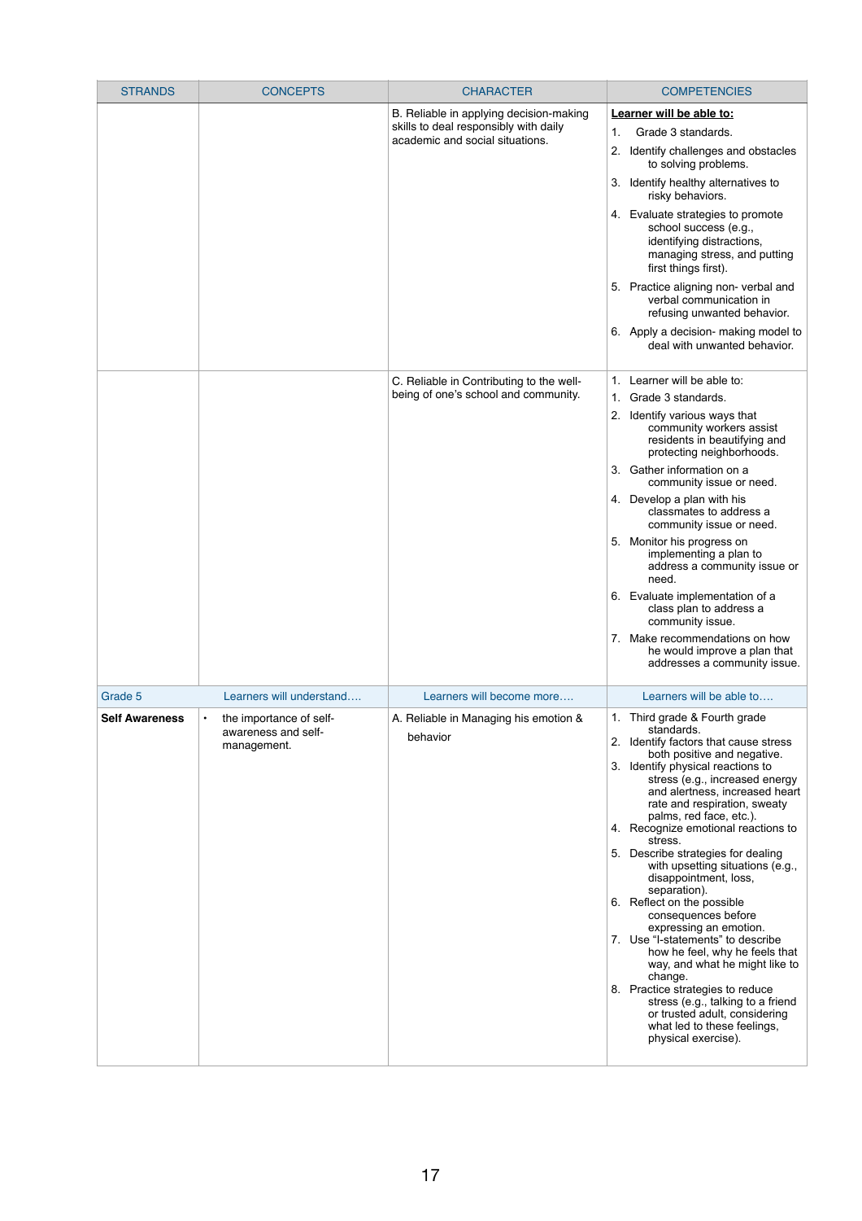| STRANDS | CONCEPTS | CHARACTER | COMPETENCIES |
|---|---|---|---|
| | | B. Reliable in applying decision-making skills to deal responsibly with daily academic and social situations. | **Learner will be able to:**<br>1. Grade 3 standards.<br>2. Identify challenges and obstacles to solving problems.<br>3. Identify healthy alternatives to risky behaviors.<br>4. Evaluate strategies to promote school success (e.g., identifying distractions, managing stress, and putting first things first).<br>5. Practice aligning non- verbal and verbal communication in refusing unwanted behavior.<br>6. Apply a decision- making model to deal with unwanted behavior. |
| | | C. Reliable in Contributing to the well-being of one's school and community. | 1. Learner will be able to:<br>1. Grade 3 standards.<br>2. Identify various ways that community workers assist residents in beautifying and protecting neighborhoods.<br>3. Gather information on a community issue or need.<br>4. Develop a plan with his classmates to address a community issue or need.<br>5. Monitor his progress on implementing a plan to address a community issue or need.<br>6. Evaluate implementation of a class plan to address a community issue.<br>7. Make recommendations on how he would improve a plan that addresses a community issue. |
| Grade 5 | Learners will understand…. | Learners will become more…. | Learners will be able to…. |
| **Self Awareness** | • the importance of self-awareness and self-management. | A. Reliable in Managing his emotion & behavior | 1. Third grade & Fourth grade standards.<br>2. Identify factors that cause stress both positive and negative.<br>3. Identify physical reactions to stress (e.g., increased energy and alertness, increased heart rate and respiration, sweaty palms, red face, etc.).<br>4. Recognize emotional reactions to stress.<br>5. Describe strategies for dealing with upsetting situations (e.g., disappointment, loss, separation).<br>6. Reflect on the possible consequences before expressing an emotion.<br>7. Use "I-statements" to describe how he feel, why he feels that way, and what he might like to change.<br>8. Practice strategies to reduce stress (e.g., talking to a friend or trusted adult, considering what led to these feelings, physical exercise). |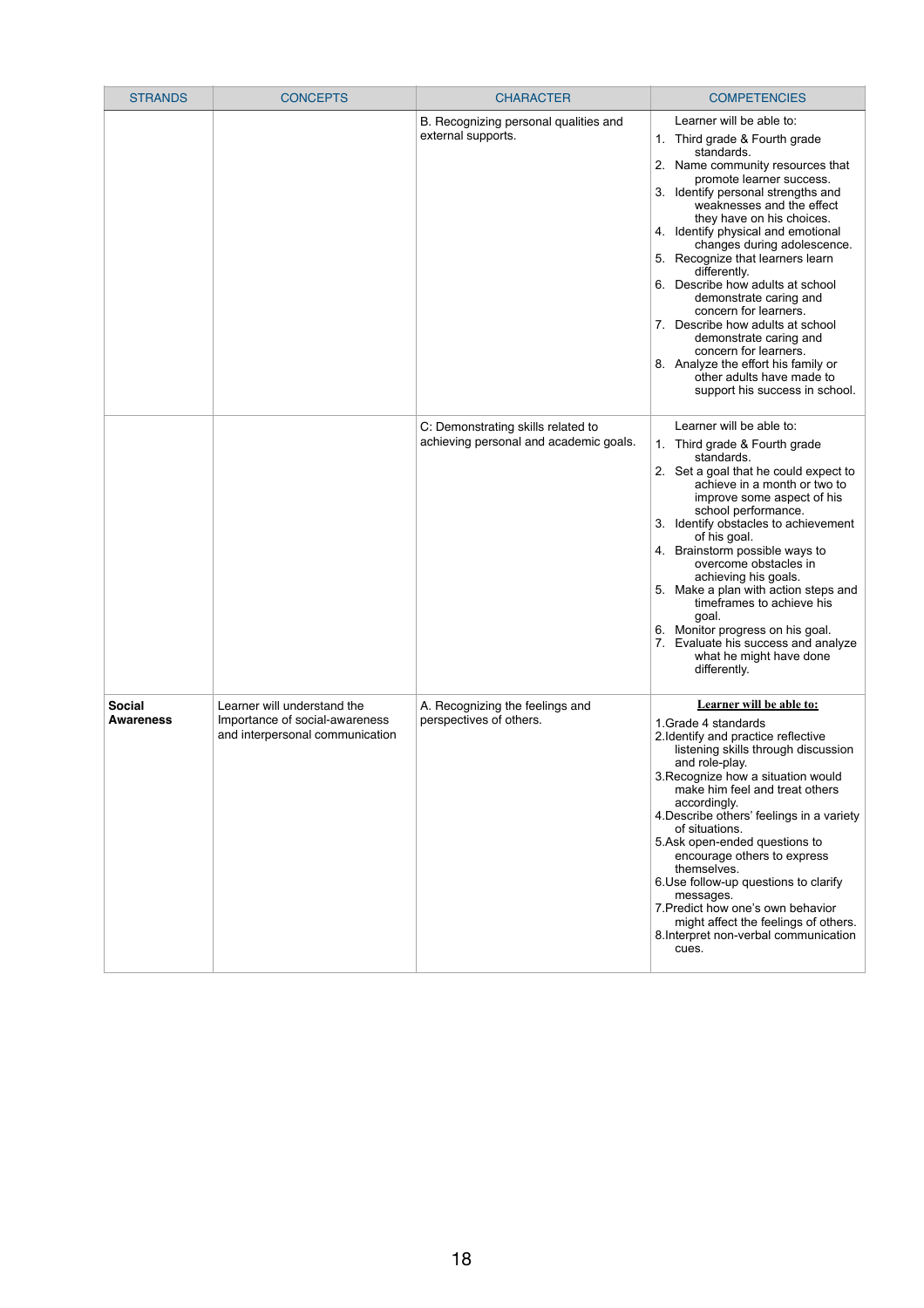| STRANDS | CONCEPTS | CHARACTER | COMPETENCIES |
|---|---|---|---|
| | | B. Recognizing personal qualities and external supports. | Learner will be able to:<br>1. Third grade & Fourth grade standards.<br>2. Name community resources that promote learner success.<br>3. Identify personal strengths and weaknesses and the effect they have on his choices.<br>4. Identify physical and emotional changes during adolescence.<br>5. Recognize that learners learn differently.<br>6. Describe how adults at school demonstrate caring and concern for learners.<br>7. Describe how adults at school demonstrate caring and concern for learners.<br>8. Analyze the effort his family or other adults have made to support his success in school. |
| | | C: Demonstrating skills related to achieving personal and academic goals. | Learner will be able to:<br>1. Third grade & Fourth grade standards.<br>2. Set a goal that he could expect to achieve in a month or two to improve some aspect of his school performance.<br>3. Identify obstacles to achievement of his goal.<br>4. Brainstorm possible ways to overcome obstacles in achieving his goals.<br>5. Make a plan with action steps and timeframes to achieve his goal.<br>6. Monitor progress on his goal.<br>7. Evaluate his success and analyze what he might have done differently. |
| **Social Awareness** | Learner will understand the Importance of social-awareness and interpersonal communication | A. Recognizing the feelings and perspectives of others. | **<u>Learner will be able to:</u>**<br>1.Grade 4 standards<br>2.Identify and practice reflective listening skills through discussion and role-play.<br>3.Recognize how a situation would make him feel and treat others accordingly.<br>4.Describe others' feelings in a variety of situations.<br>5.Ask open-ended questions to encourage others to express themselves.<br>6.Use follow-up questions to clarify messages.<br>7.Predict how one's own behavior might affect the feelings of others.<br>8.Interpret non-verbal communication cues. |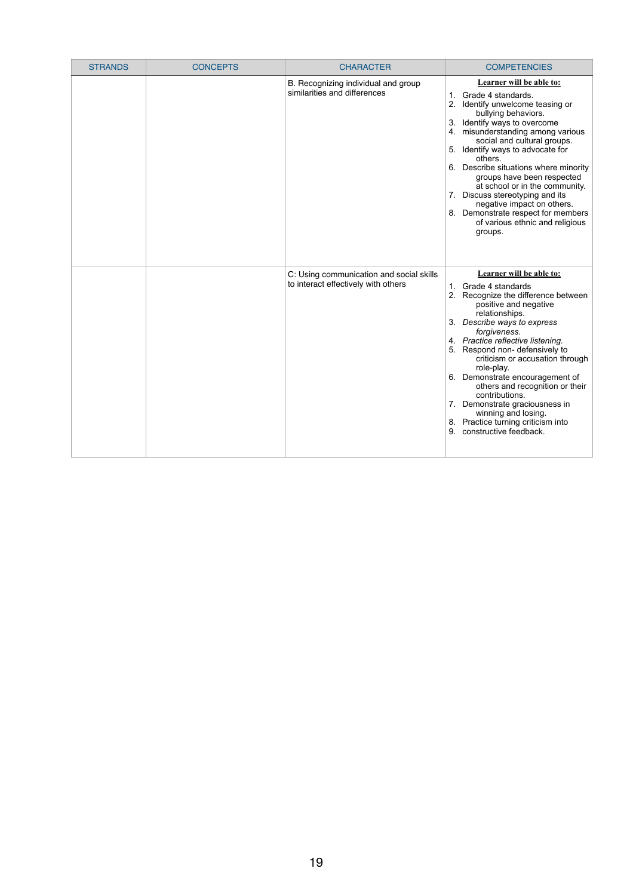| STRANDS | CONCEPTS | CHARACTER | COMPETENCIES |
|---|---|---|---|
| | | B. Recognizing individual and group similarities and differences | **Learner will be able to:**<br>1. Grade 4 standards.<br>2. Identify unwelcome teasing or bullying behaviors.<br>3. Identify ways to overcome<br>4. misunderstanding among various social and cultural groups.<br>5. Identify ways to advocate for others.<br>6. Describe situations where minority groups have been respected at school or in the community.<br>7. Discuss stereotyping and its negative impact on others.<br>8. Demonstrate respect for members of various ethnic and religious groups. |
| | | C: Using communication and social skills to interact effectively with others | **Learner will be able to:**<br>1. Grade 4 standards<br>2. Recognize the difference between positive and negative relationships.<br>3. *Describe ways to express forgiveness.*<br>4. *Practice reflective listening.*<br>5. Respond non- defensively to criticism or accusation through role-play.<br>6. Demonstrate encouragement of others and recognition or their contributions.<br>7. Demonstrate graciousness in winning and losing.<br>8. Practice turning criticism into<br>9. constructive feedback. |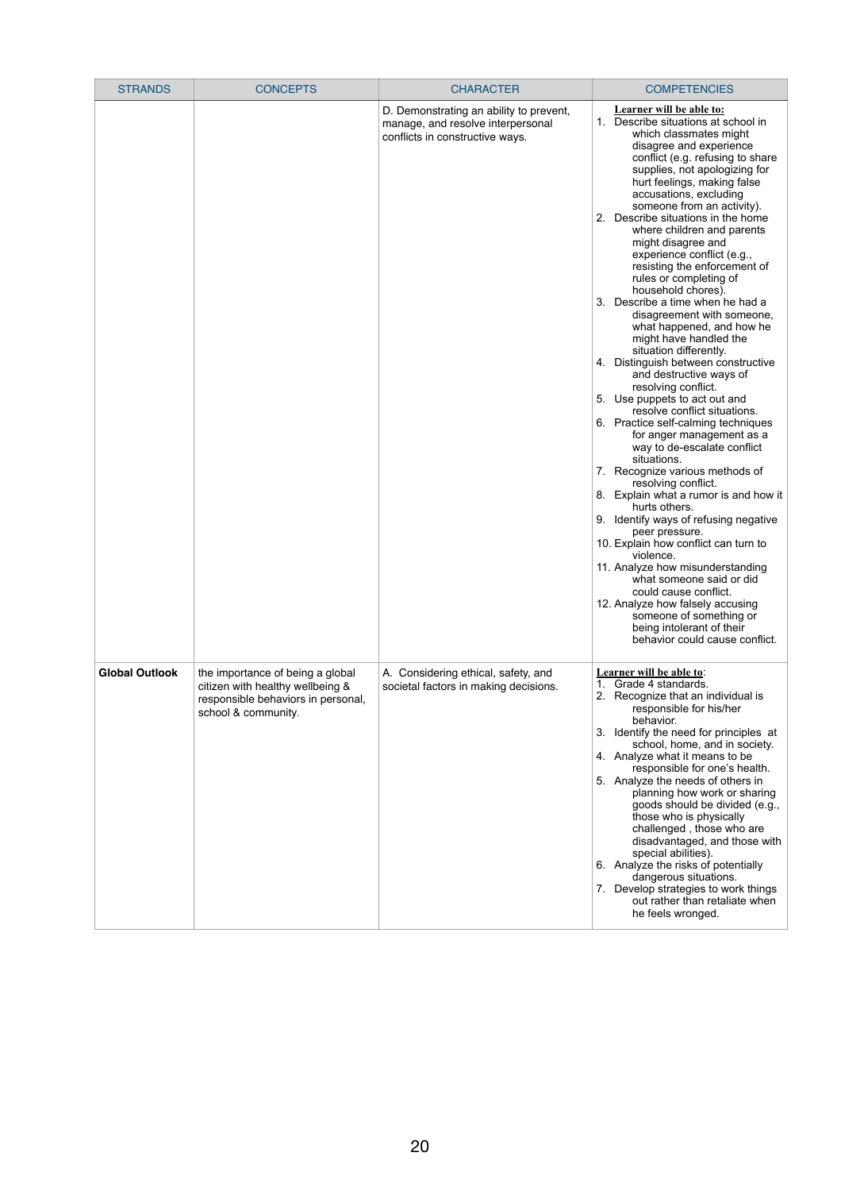| STRANDS | CONCEPTS | CHARACTER | COMPETENCIES |
|---|---|---|---|
| | | D. Demonstrating an ability to prevent, manage, and resolve interpersonal conflicts in constructive ways. | **Learner will be able to:**<br>1. Describe situations at school in which classmates might disagree and experience conflict (e.g. refusing to share supplies, not apologizing for hurt feelings, making false accusations, excluding someone from an activity).<br>2. Describe situations in the home where children and parents might disagree and experience conflict (e.g., resisting the enforcement of rules or completing of household chores).<br>3. Describe a time when he had a disagreement with someone, what happened, and how he might have handled the situation differently.<br>4. Distinguish between constructive and destructive ways of resolving conflict.<br>5. Use puppets to act out and resolve conflict situations.<br>6. Practice self-calming techniques for anger management as a way to de-escalate conflict situations.<br>7. Recognize various methods of resolving conflict.<br>8. Explain what a rumor is and how it hurts others.<br>9. Identify ways of refusing negative peer pressure.<br>10. Explain how conflict can turn to violence.<br>11. Analyze how misunderstanding what someone said or did could cause conflict.<br>12. Analyze how falsely accusing someone of something or being intolerant of their behavior could cause conflict. |
| **Global Outlook** | the importance of being a global citizen with healthy wellbeing & responsible behaviors in personal, school & community. | A. Considering ethical, safety, and societal factors in making decisions. | **Learner will be able to:**<br>1. Grade 4 standards.<br>2. Recognize that an individual is responsible for his/her behavior.<br>3. Identify the need for principles at school, home, and in society.<br>4. Analyze what it means to be responsible for one's health.<br>5. Analyze the needs of others in planning how work or sharing goods should be divided (e.g., those who is physically challenged , those who are disadvantaged, and those with special abilities).<br>6. Analyze the risks of potentially dangerous situations.<br>7. Develop strategies to work things out rather than retaliate when he feels wronged. |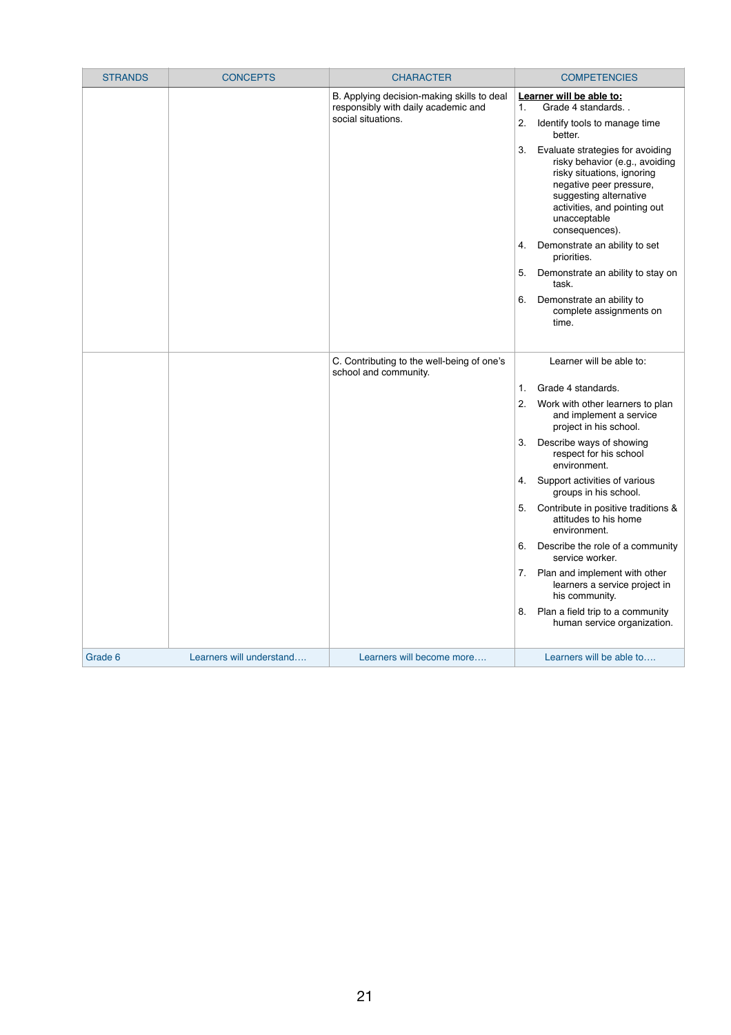| STRANDS | CONCEPTS | CHARACTER | COMPETENCIES |
|---|---|---|---|
| | | B. Applying decision-making skills to deal responsibly with daily academic and social situations. | **<u>Learner will be able to:</u>**<br>1. Grade 4 standards. .<br>2. Identify tools to manage time better.<br>3. Evaluate strategies for avoiding risky behavior (e.g., avoiding risky situations, ignoring negative peer pressure, suggesting alternative activities, and pointing out unacceptable consequences).<br>4. Demonstrate an ability to set priorities.<br>5. Demonstrate an ability to stay on task.<br>6. Demonstrate an ability to complete assignments on time. |
| | | C. Contributing to the well-being of one's school and community. | Learner will be able to:<br>1. Grade 4 standards.<br>2. Work with other learners to plan and implement a service project in his school.<br>3. Describe ways of showing respect for his school environment.<br>4. Support activities of various groups in his school.<br>5. Contribute in positive traditions & attitudes to his home environment.<br>6. Describe the role of a community service worker.<br>7. Plan and implement with other learners a service project in his community.<br>8. Plan a field trip to a community human service organization. |
| Grade 6 | Learners will understand…. | Learners will become more…. | Learners will be able to…. |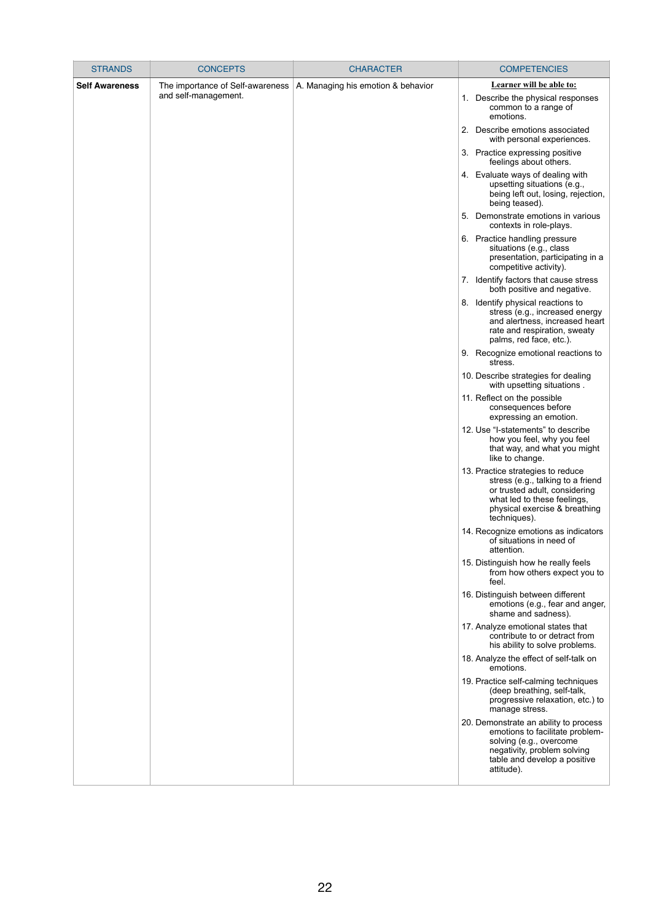| STRANDS | CONCEPTS | CHARACTER | COMPETENCIES |
|---|---|---|---|
| **Self Awareness** | The importance of Self-awareness and self-management. | A. Managing his emotion & behavior | **Learner will be able to:**<br>1. Describe the physical responses common to a range of emotions.<br>2. Describe emotions associated with personal experiences.<br>3. Practice expressing positive feelings about others.<br>4. Evaluate ways of dealing with upsetting situations (e.g., being left out, losing, rejection, being teased).<br>5. Demonstrate emotions in various contexts in role-plays.<br>6. Practice handling pressure situations (e.g., class presentation, participating in a competitive activity).<br>7. Identify factors that cause stress both positive and negative.<br>8. Identify physical reactions to stress (e.g., increased energy and alertness, increased heart rate and respiration, sweaty palms, red face, etc.).<br>9. Recognize emotional reactions to stress.<br>10. Describe strategies for dealing with upsetting situations .<br>11. Reflect on the possible consequences before expressing an emotion.<br>12. Use "I-statements" to describe how you feel, why you feel that way, and what you might like to change.<br>13. Practice strategies to reduce stress (e.g., talking to a friend or trusted adult, considering what led to these feelings, physical exercise & breathing techniques).<br>14. Recognize emotions as indicators of situations in need of attention.<br>15. Distinguish how he really feels from how others expect you to feel.<br>16. Distinguish between different emotions (e.g., fear and anger, shame and sadness).<br>17. Analyze emotional states that contribute to or detract from his ability to solve problems.<br>18. Analyze the effect of self-talk on emotions.<br>19. Practice self-calming techniques (deep breathing, self-talk, progressive relaxation, etc.) to manage stress.<br>20. Demonstrate an ability to process emotions to facilitate problem-solving (e.g., overcome negativity, problem solving table and develop a positive attitude). |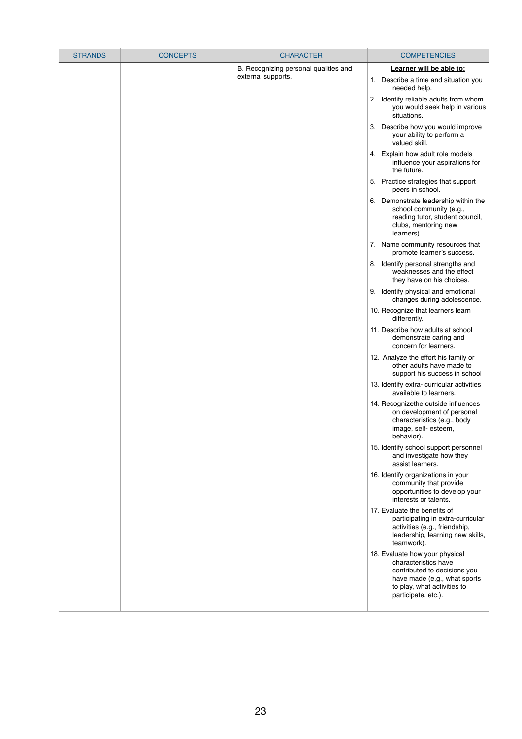| STRANDS | CONCEPTS | CHARACTER | COMPETENCIES |
|---|---|---|---|
| | | B. Recognizing personal qualities and external supports. | **Learner will be able to:**<br>1. Describe a time and situation you needed help.<br>2. Identify reliable adults from whom you would seek help in various situations.<br>3. Describe how you would improve your ability to perform a valued skill.<br>4. Explain how adult role models influence your aspirations for the future.<br>5. Practice strategies that support peers in school.<br>6. Demonstrate leadership within the school community (e.g., reading tutor, student council, clubs, mentoring new learners).<br>7. Name community resources that promote learner's success.<br>8. Identify personal strengths and weaknesses and the effect they have on his choices.<br>9. Identify physical and emotional changes during adolescence.<br>10. Recognize that learners learn differently.<br>11. Describe how adults at school demonstrate caring and concern for learners.<br>12. Analyze the effort his family or other adults have made to support his success in school<br>13. Identify extra- curricular activities available to learners.<br>14. Recognizethe outside influences on development of personal characteristics (e.g., body image, self- esteem, behavior).<br>15. Identify school support personnel and investigate how they assist learners.<br>16. Identify organizations in your community that provide opportunities to develop your interests or talents.<br>17. Evaluate the benefits of participating in extra-curricular activities (e.g., friendship, leadership, learning new skills, teamwork).<br>18. Evaluate how your physical characteristics have contributed to decisions you have made (e.g., what sports to play, what activities to participate, etc.). |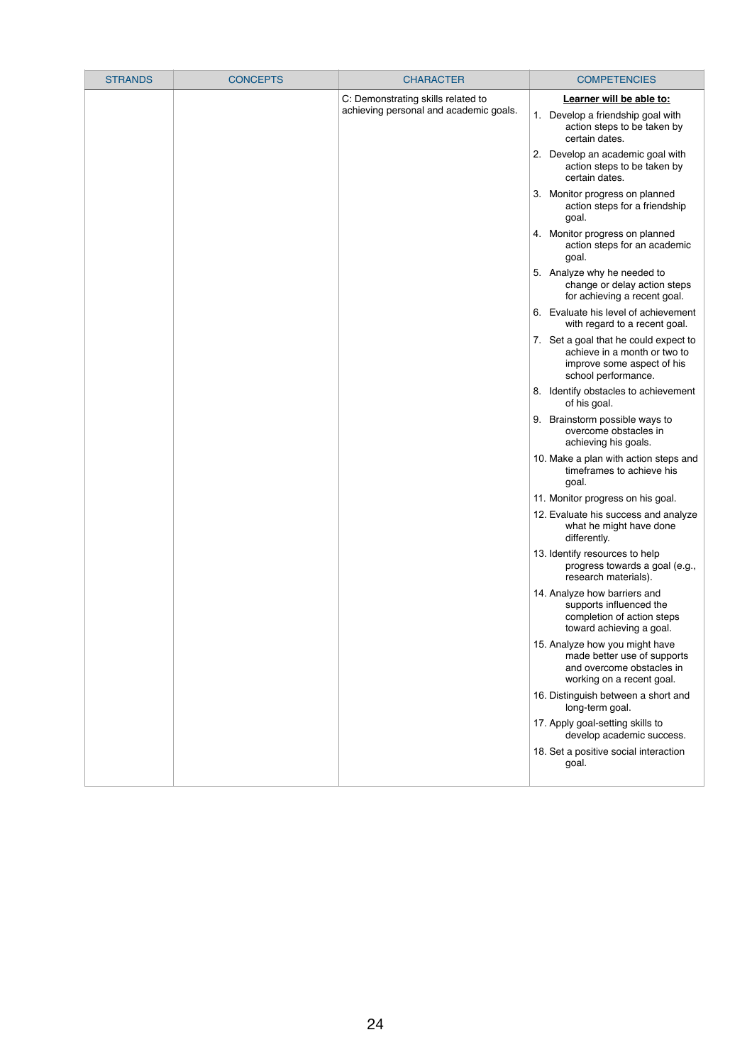| STRANDS | CONCEPTS | CHARACTER | COMPETENCIES |
|---|---|---|---|
| | | C: Demonstrating skills related to achieving personal and academic goals. | **Learner will be able to:**<br>1. Develop a friendship goal with action steps to be taken by certain dates.<br>2. Develop an academic goal with action steps to be taken by certain dates.<br>3. Monitor progress on planned action steps for a friendship goal.<br>4. Monitor progress on planned action steps for an academic goal.<br>5. Analyze why he needed to change or delay action steps for achieving a recent goal.<br>6. Evaluate his level of achievement with regard to a recent goal.<br>7. Set a goal that he could expect to achieve in a month or two to improve some aspect of his school performance.<br>8. Identify obstacles to achievement of his goal.<br>9. Brainstorm possible ways to overcome obstacles in achieving his goals.<br>10. Make a plan with action steps and timeframes to achieve his goal.<br>11. Monitor progress on his goal.<br>12. Evaluate his success and analyze what he might have done differently.<br>13. Identify resources to help progress towards a goal (e.g., research materials).<br>14. Analyze how barriers and supports influenced the completion of action steps toward achieving a goal.<br>15. Analyze how you might have made better use of supports and overcome obstacles in working on a recent goal.<br>16. Distinguish between a short and long-term goal.<br>17. Apply goal-setting skills to develop academic success.<br>18. Set a positive social interaction goal. |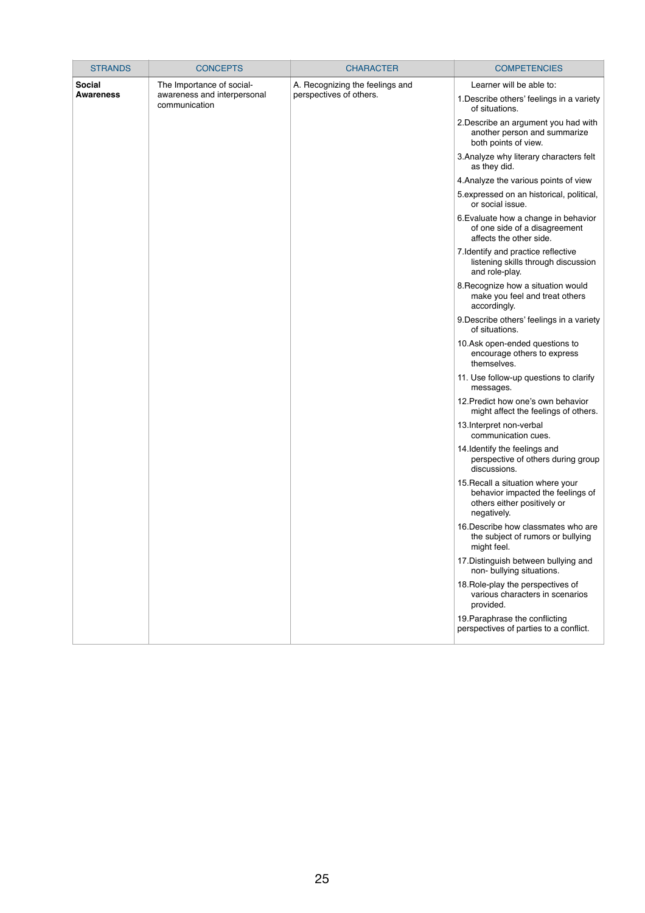| STRANDS | CONCEPTS | CHARACTER | COMPETENCIES |
|---|---|---|---|
| **Social Awareness** | The Importance of social-awareness and interpersonal communication | A. Recognizing the feelings and perspectives of others. | Learner will be able to:<br>1.Describe others' feelings in a variety of situations.<br>2.Describe an argument you had with another person and summarize both points of view.<br>3.Analyze why literary characters felt as they did.<br>4.Analyze the various points of view<br>5.expressed on an historical, political, or social issue.<br>6.Evaluate how a change in behavior of one side of a disagreement affects the other side.<br>7.Identify and practice reflective listening skills through discussion and role-play.<br>8.Recognize how a situation would make you feel and treat others accordingly.<br>9.Describe others' feelings in a variety of situations.<br>10.Ask open-ended questions to encourage others to express themselves.<br>11. Use follow-up questions to clarify messages.<br>12.Predict how one's own behavior might affect the feelings of others.<br>13.Interpret non-verbal communication cues.<br>14.Identify the feelings and perspective of others during group discussions.<br>15.Recall a situation where your behavior impacted the feelings of others either positively or negatively.<br>16.Describe how classmates who are the subject of rumors or bullying might feel.<br>17.Distinguish between bullying and non- bullying situations.<br>18.Role-play the perspectives of various characters in scenarios provided.<br>19.Paraphrase the conflicting perspectives of parties to a conflict. |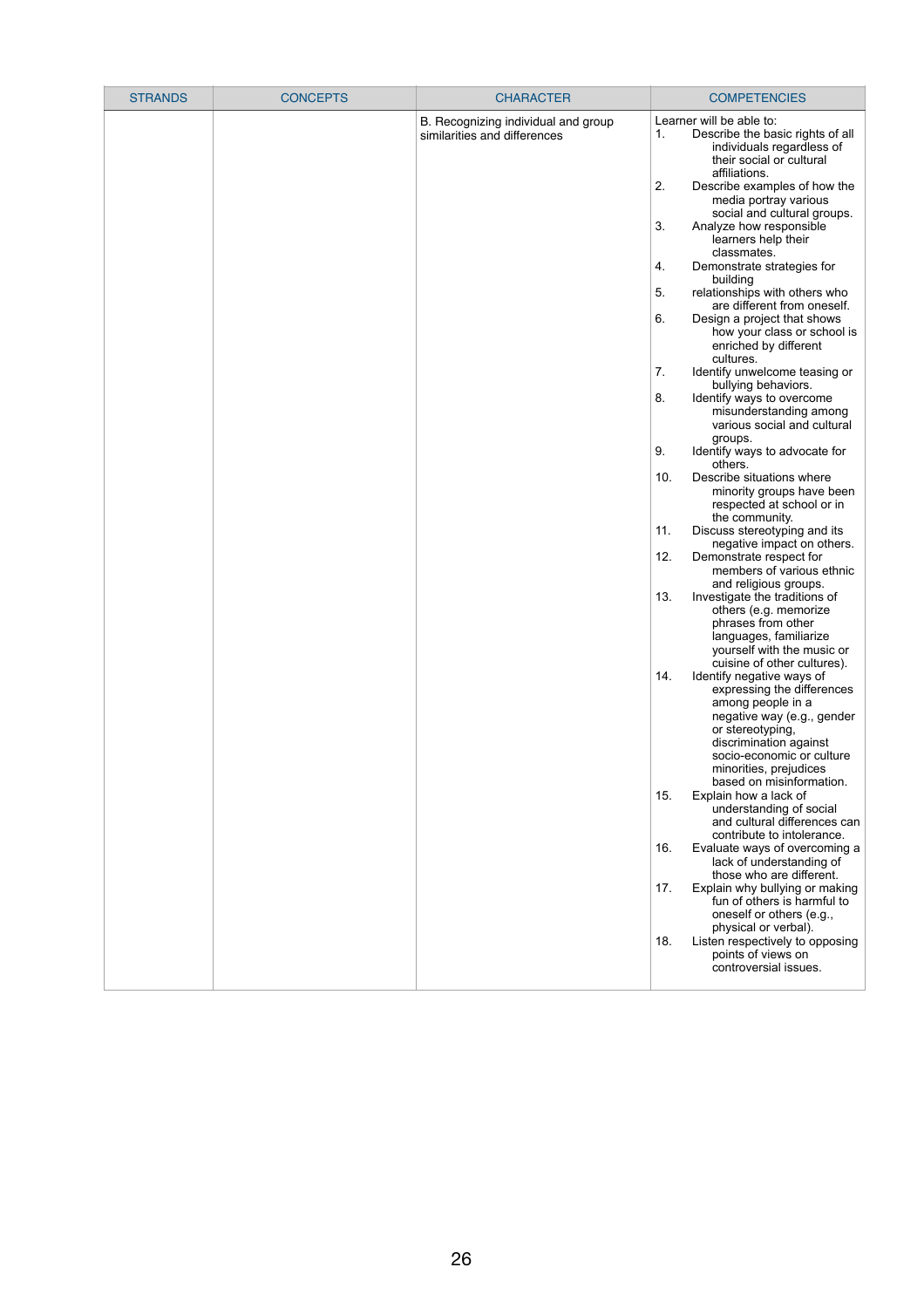| STRANDS | CONCEPTS | CHARACTER | COMPETENCIES |
|---|---|---|---|
| | | B. Recognizing individual and group similarities and differences | Learner will be able to:<br>1. Describe the basic rights of all individuals regardless of their social or cultural affiliations.<br>2. Describe examples of how the media portray various social and cultural groups.<br>3. Analyze how responsible learners help their classmates.<br>4. Demonstrate strategies for building<br>5. relationships with others who are different from oneself.<br>6. Design a project that shows how your class or school is enriched by different cultures.<br>7. Identify unwelcome teasing or bullying behaviors.<br>8. Identify ways to overcome misunderstanding among various social and cultural groups.<br>9. Identify ways to advocate for others.<br>10. Describe situations where minority groups have been respected at school or in the community.<br>11. Discuss stereotyping and its negative impact on others.<br>12. Demonstrate respect for members of various ethnic and religious groups.<br>13. Investigate the traditions of others (e.g. memorize phrases from other languages, familiarize yourself with the music or cuisine of other cultures).<br>14. Identify negative ways of expressing the differences among people in a negative way (e.g., gender or stereotyping, discrimination against socio-economic or culture minorities, prejudices based on misinformation.<br>15. Explain how a lack of understanding of social and cultural differences can contribute to intolerance.<br>16. Evaluate ways of overcoming a lack of understanding of those who are different.<br>17. Explain why bullying or making fun of others is harmful to oneself or others (e.g., physical or verbal).<br>18. Listen respectively to opposing points of views on controversial issues. |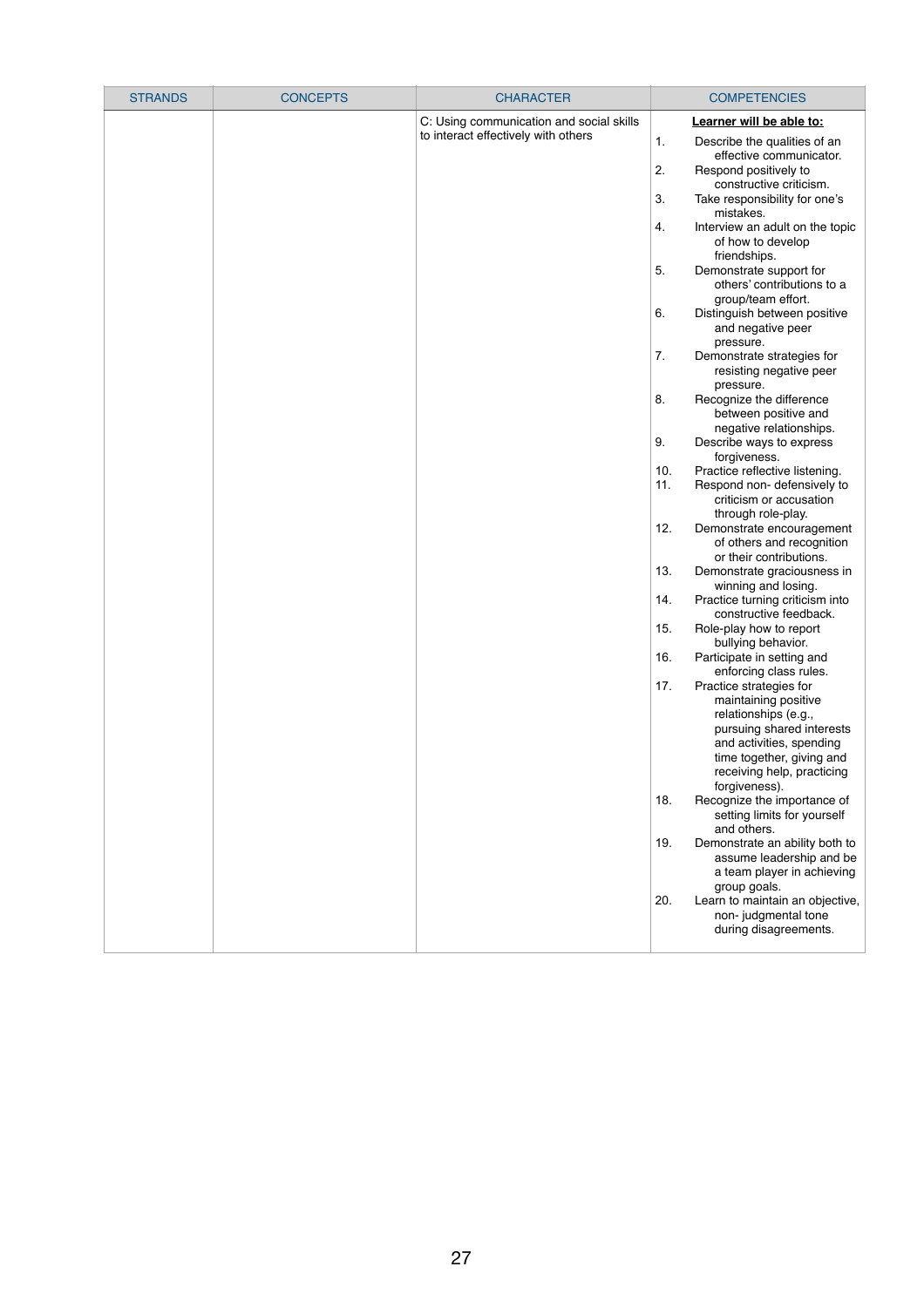| STRANDS | CONCEPTS | CHARACTER | COMPETENCIES |
|---|---|---|---|
| | | C: Using communication and social skills to interact effectively with others | **Learner will be able to:**<br>1. Describe the qualities of an effective communicator.<br>2. Respond positively to constructive criticism.<br>3. Take responsibility for one's mistakes.<br>4. Interview an adult on the topic of how to develop friendships.<br>5. Demonstrate support for others' contributions to a group/team effort.<br>6. Distinguish between positive and negative peer pressure.<br>7. Demonstrate strategies for resisting negative peer pressure.<br>8. Recognize the difference between positive and negative relationships.<br>9. Describe ways to express forgiveness.<br>10. Practice reflective listening.<br>11. Respond non- defensively to criticism or accusation through role-play.<br>12. Demonstrate encouragement of others and recognition or their contributions.<br>13. Demonstrate graciousness in winning and losing.<br>14. Practice turning criticism into constructive feedback.<br>15. Role-play how to report bullying behavior.<br>16. Participate in setting and enforcing class rules.<br>17. Practice strategies for maintaining positive relationships (e.g., pursuing shared interests and activities, spending time together, giving and receiving help, practicing forgiveness).<br>18. Recognize the importance of setting limits for yourself and others.<br>19. Demonstrate an ability both to assume leadership and be a team player in achieving group goals.<br>20. Learn to maintain an objective, non- judgmental tone during disagreements. |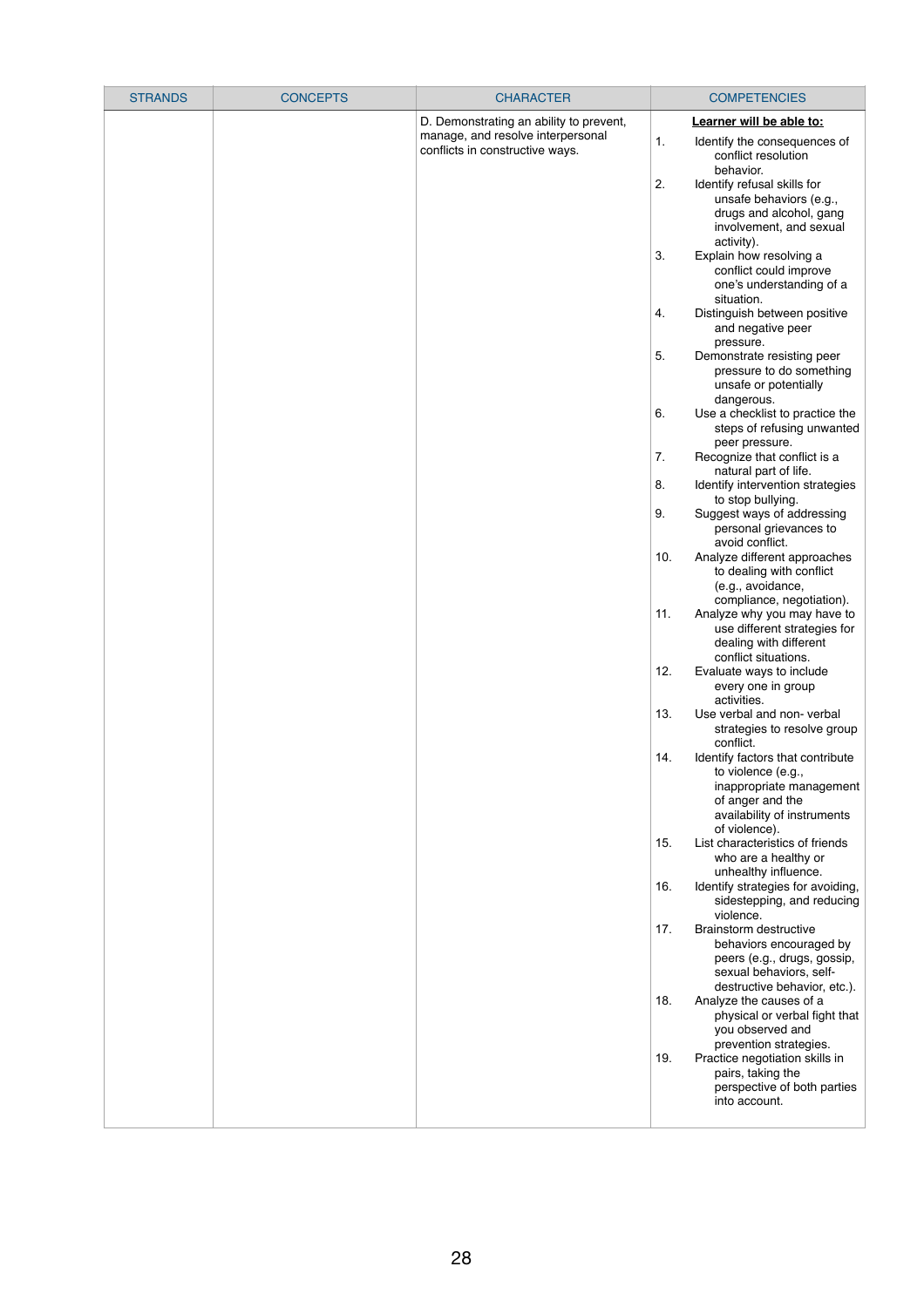| STRANDS | CONCEPTS | CHARACTER | COMPETENCIES |
| --- | --- | --- | --- |
| | | D. Demonstrating an ability to prevent, manage, and resolve interpersonal conflicts in constructive ways. | **Learner will be able to:**<br>1. Identify the consequences of conflict resolution behavior.<br>2. Identify refusal skills for unsafe behaviors (e.g., drugs and alcohol, gang involvement, and sexual activity).<br>3. Explain how resolving a conflict could improve one's understanding of a situation.<br>4. Distinguish between positive and negative peer pressure.<br>5. Demonstrate resisting peer pressure to do something unsafe or potentially dangerous.<br>6. Use a checklist to practice the steps of refusing unwanted peer pressure.<br>7. Recognize that conflict is a natural part of life.<br>8. Identify intervention strategies to stop bullying.<br>9. Suggest ways of addressing personal grievances to avoid conflict.<br>10. Analyze different approaches to dealing with conflict (e.g., avoidance, compliance, negotiation).<br>11. Analyze why you may have to use different strategies for dealing with different conflict situations.<br>12. Evaluate ways to include every one in group activities.<br>13. Use verbal and non- verbal strategies to resolve group conflict.<br>14. Identify factors that contribute to violence (e.g., inappropriate management of anger and the availability of instruments of violence).<br>15. List characteristics of friends who are a healthy or unhealthy influence.<br>16. Identify strategies for avoiding, sidestepping, and reducing violence.<br>17. Brainstorm destructive behaviors encouraged by peers (e.g., drugs, gossip, sexual behaviors, self-destructive behavior, etc.).<br>18. Analyze the causes of a physical or verbal fight that you observed and prevention strategies.<br>19. Practice negotiation skills in pairs, taking the perspective of both parties into account. |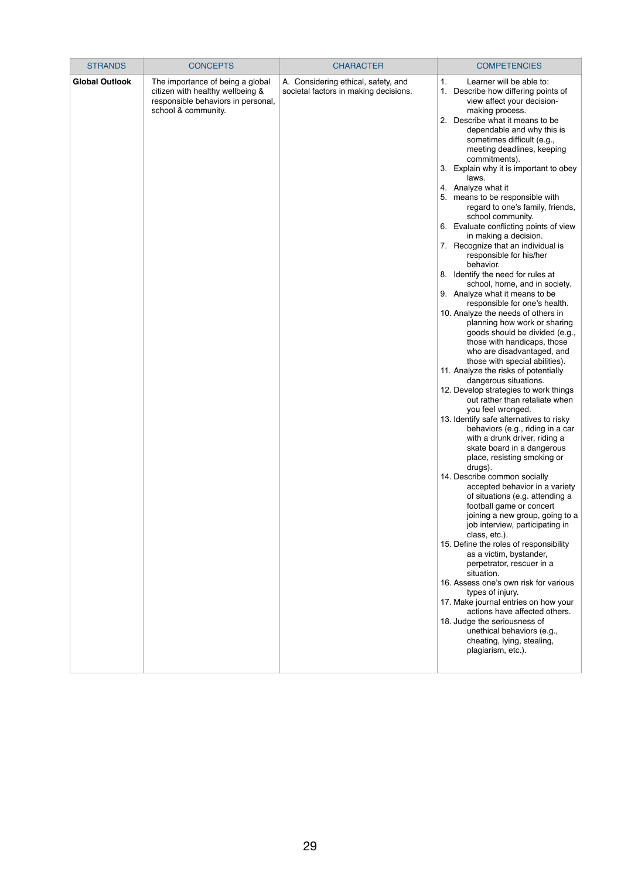| STRANDS | CONCEPTS | CHARACTER | COMPETENCIES |
|---|---|---|---|
| **Global Outlook** | The importance of being a global citizen with healthy wellbeing & responsible behaviors in personal, school & community. | A. Considering ethical, safety, and societal factors in making decisions. | 1. Learner will be able to:<br>1. Describe how differing points of view affect your decision-making process.<br>2. Describe what it means to be dependable and why this is sometimes difficult (e.g., meeting deadlines, keeping commitments).<br>3. Explain why it is important to obey laws.<br>4. Analyze what it<br>5. means to be responsible with regard to one's family, friends, school community.<br>6. Evaluate conflicting points of view in making a decision.<br>7. Recognize that an individual is responsible for his/her behavior.<br>8. Identify the need for rules at school, home, and in society.<br>9. Analyze what it means to be responsible for one's health.<br>10. Analyze the needs of others in planning how work or sharing goods should be divided (e.g., those with handicaps, those who are disadvantaged, and those with special abilities).<br>11. Analyze the risks of potentially dangerous situations.<br>12. Develop strategies to work things out rather than retaliate when you feel wronged.<br>13. Identify safe alternatives to risky behaviors (e.g., riding in a car with a drunk driver, riding a skate board in a dangerous place, resisting smoking or drugs).<br>14. Describe common socially accepted behavior in a variety of situations (e.g. attending a football game or concert joining a new group, going to a job interview, participating in class, etc.).<br>15. Define the roles of responsibility as a victim, bystander, perpetrator, rescuer in a situation.<br>16. Assess one's own risk for various types of injury.<br>17. Make journal entries on how your actions have affected others.<br>18. Judge the seriousness of unethical behaviors (e.g., cheating, lying, stealing, plagiarism, etc.). |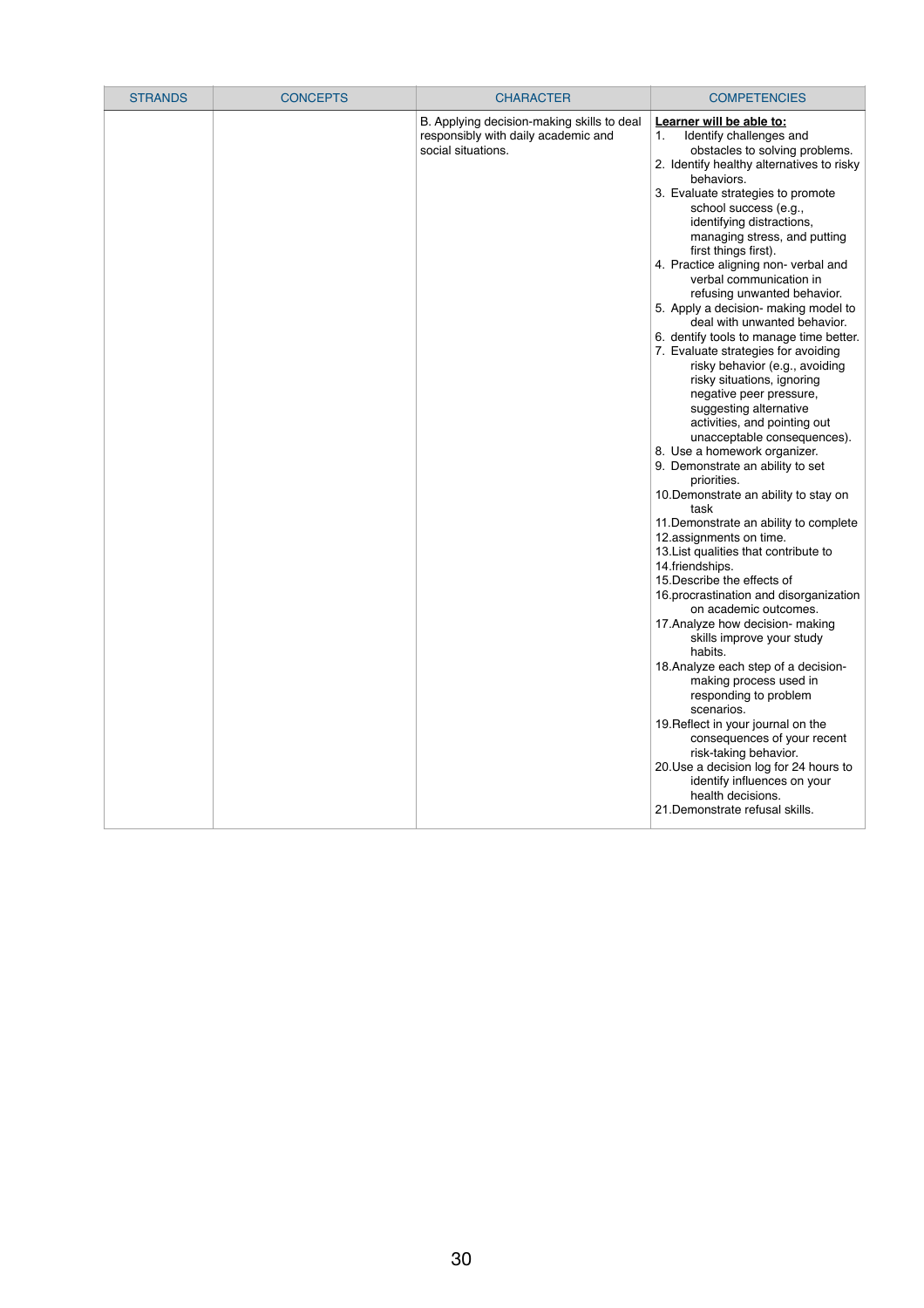| STRANDS | CONCEPTS | CHARACTER | COMPETENCIES |
|---|---|---|---|
| | | B. Applying decision-making skills to deal responsibly with daily academic and social situations. | **Learner will be able to:**<br>1. Identify challenges and obstacles to solving problems.<br>2. Identify healthy alternatives to risky behaviors.<br>3. Evaluate strategies to promote school success (e.g., identifying distractions, managing stress, and putting first things first).<br>4. Practice aligning non- verbal and verbal communication in refusing unwanted behavior.<br>5. Apply a decision- making model to deal with unwanted behavior.<br>6. dentify tools to manage time better.<br>7. Evaluate strategies for avoiding risky behavior (e.g., avoiding risky situations, ignoring negative peer pressure, suggesting alternative activities, and pointing out unacceptable consequences).<br>8. Use a homework organizer.<br>9. Demonstrate an ability to set priorities.<br>10.Demonstrate an ability to stay on task<br>11.Demonstrate an ability to complete<br>12.assignments on time.<br>13.List qualities that contribute to<br>14.friendships.<br>15.Describe the effects of<br>16.procrastination and disorganization on academic outcomes.<br>17.Analyze how decision- making skills improve your study habits.<br>18.Analyze each step of a decision-making process used in responding to problem scenarios.<br>19.Reflect in your journal on the consequences of your recent risk-taking behavior.<br>20.Use a decision log for 24 hours to identify influences on your health decisions.<br>21.Demonstrate refusal skills. |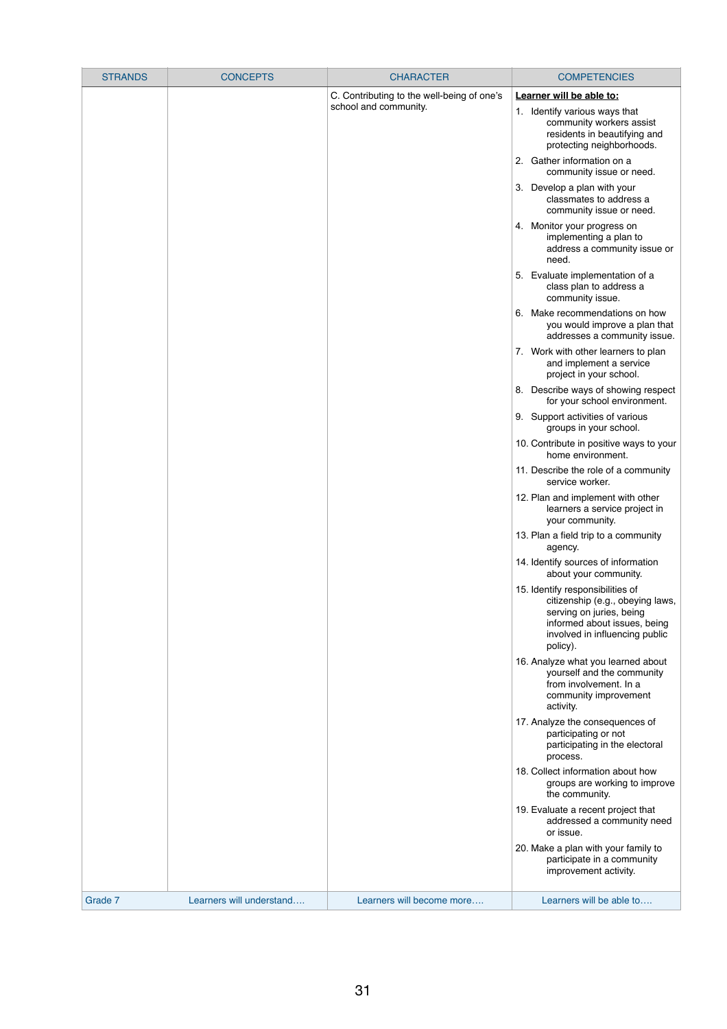| STRANDS | CONCEPTS | CHARACTER | COMPETENCIES |
|---|---|---|---|
| | | C. Contributing to the well-being of one's school and community. | **Learner will be able to:**<br>1. Identify various ways that community workers assist residents in beautifying and protecting neighborhoods.<br>2. Gather information on a community issue or need.<br>3. Develop a plan with your classmates to address a community issue or need.<br>4. Monitor your progress on implementing a plan to address a community issue or need.<br>5. Evaluate implementation of a class plan to address a community issue.<br>6. Make recommendations on how you would improve a plan that addresses a community issue.<br>7. Work with other learners to plan and implement a service project in your school.<br>8. Describe ways of showing respect for your school environment.<br>9. Support activities of various groups in your school.<br>10. Contribute in positive ways to your home environment.<br>11. Describe the role of a community service worker.<br>12. Plan and implement with other learners a service project in your community.<br>13. Plan a field trip to a community agency.<br>14. Identify sources of information about your community.<br>15. Identify responsibilities of citizenship (e.g., obeying laws, serving on juries, being informed about issues, being involved in influencing public policy).<br>16. Analyze what you learned about yourself and the community from involvement. In a community improvement activity.<br>17. Analyze the consequences of participating or not participating in the electoral process.<br>18. Collect information about how groups are working to improve the community.<br>19. Evaluate a recent project that addressed a community need or issue.<br>20. Make a plan with your family to participate in a community improvement activity. |
| Grade 7 | Learners will understand…. | Learners will become more…. | Learners will be able to…. |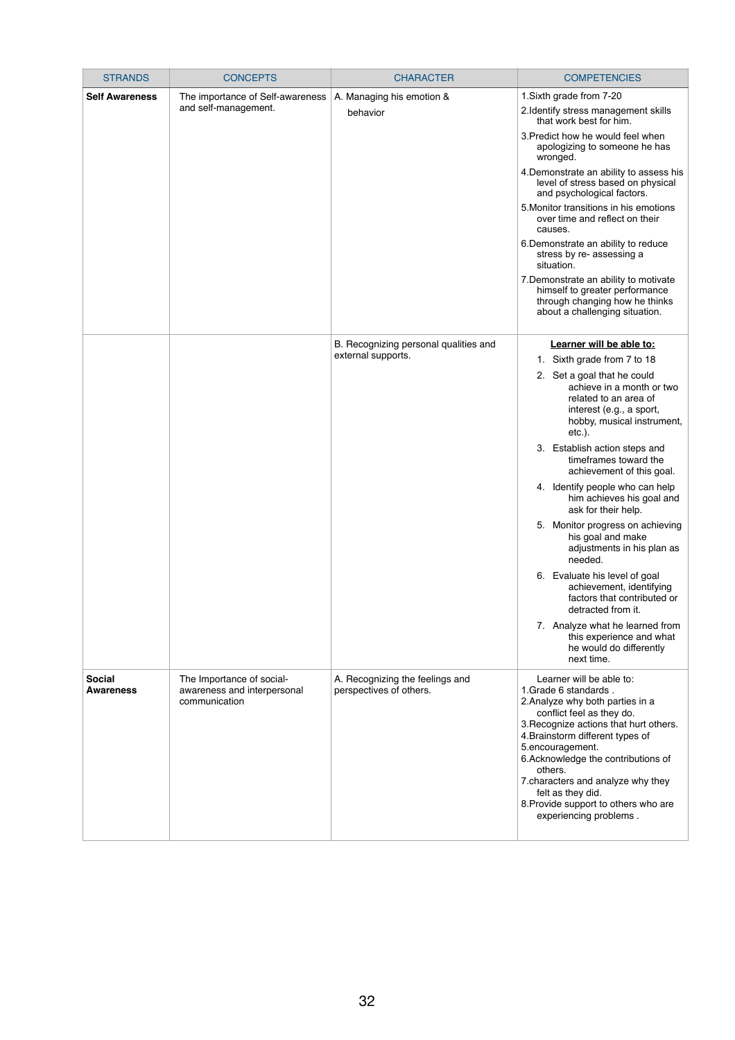| STRANDS | CONCEPTS | CHARACTER | COMPETENCIES |
|---|---|---|---|
| **Self Awareness** | The importance of Self-awareness and self-management. | A. Managing his emotion & behavior | 1.Sixth grade from 7-20<br>2.Identify stress management skills that work best for him.<br>3.Predict how he would feel when apologizing to someone he has wronged.<br>4.Demonstrate an ability to assess his level of stress based on physical and psychological factors.<br>5.Monitor transitions in his emotions over time and reflect on their causes.<br>6.Demonstrate an ability to reduce stress by re- assessing a situation.<br>7.Demonstrate an ability to motivate himself to greater performance through changing how he thinks about a challenging situation. |
| | | B. Recognizing personal qualities and external supports. | **Learner will be able to:**<br>1. Sixth grade from 7 to 18<br>2. Set a goal that he could achieve in a month or two related to an area of interest (e.g., a sport, hobby, musical instrument, etc.).<br>3. Establish action steps and timeframes toward the achievement of this goal.<br>4. Identify people who can help him achieves his goal and ask for their help.<br>5. Monitor progress on achieving his goal and make adjustments in his plan as needed.<br>6. Evaluate his level of goal achievement, identifying factors that contributed or detracted from it.<br>7. Analyze what he learned from this experience and what he would do differently next time. |
| **Social Awareness** | The Importance of social-awareness and interpersonal communication | A. Recognizing the feelings and perspectives of others. | Learner will be able to:<br>1.Grade 6 standards .<br>2.Analyze why both parties in a conflict feel as they do.<br>3.Recognize actions that hurt others.<br>4.Brainstorm different types of<br>5.encouragement.<br>6.Acknowledge the contributions of others.<br>7.characters and analyze why they felt as they did.<br>8.Provide support to others who are experiencing problems . |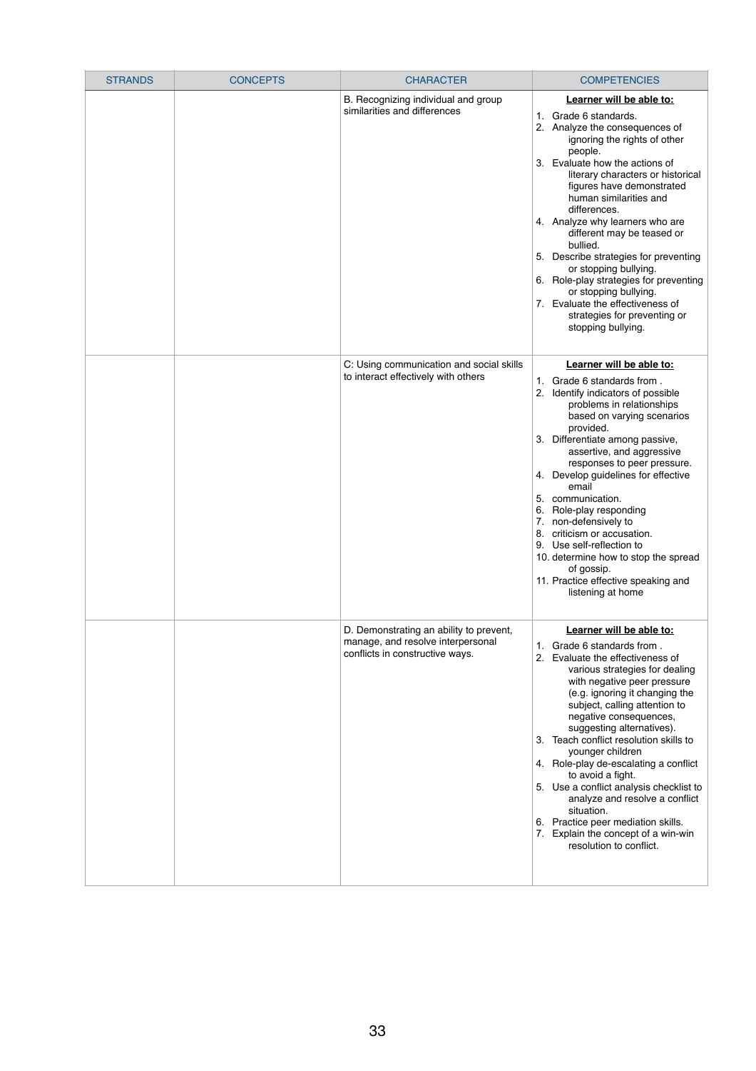| STRANDS | CONCEPTS | CHARACTER | COMPETENCIES |
|---|---|---|---|
| | | B. Recognizing individual and group similarities and differences | **Learner will be able to:**<br>1. Grade 6 standards.<br>2. Analyze the consequences of ignoring the rights of other people.<br>3. Evaluate how the actions of literary characters or historical figures have demonstrated human similarities and differences.<br>4. Analyze why learners who are different may be teased or bullied.<br>5. Describe strategies for preventing or stopping bullying.<br>6. Role-play strategies for preventing or stopping bullying.<br>7. Evaluate the effectiveness of strategies for preventing or stopping bullying. |
| | | C: Using communication and social skills to interact effectively with others | **Learner will be able to:**<br>1. Grade 6 standards from .<br>2. Identify indicators of possible problems in relationships based on varying scenarios provided.<br>3. Differentiate among passive, assertive, and aggressive responses to peer pressure.<br>4. Develop guidelines for effective email<br>5. communication.<br>6. Role-play responding<br>7. non-defensively to<br>8. criticism or accusation.<br>9. Use self-reflection to<br>10. determine how to stop the spread of gossip.<br>11. Practice effective speaking and listening at home |
| | | D. Demonstrating an ability to prevent, manage, and resolve interpersonal conflicts in constructive ways. | **Learner will be able to:**<br>1. Grade 6 standards from .<br>2. Evaluate the effectiveness of various strategies for dealing with negative peer pressure (e.g. ignoring it changing the subject, calling attention to negative consequences, suggesting alternatives).<br>3. Teach conflict resolution skills to younger children<br>4. Role-play de-escalating a conflict to avoid a fight.<br>5. Use a conflict analysis checklist to analyze and resolve a conflict situation.<br>6. Practice peer mediation skills.<br>7. Explain the concept of a win-win resolution to conflict. |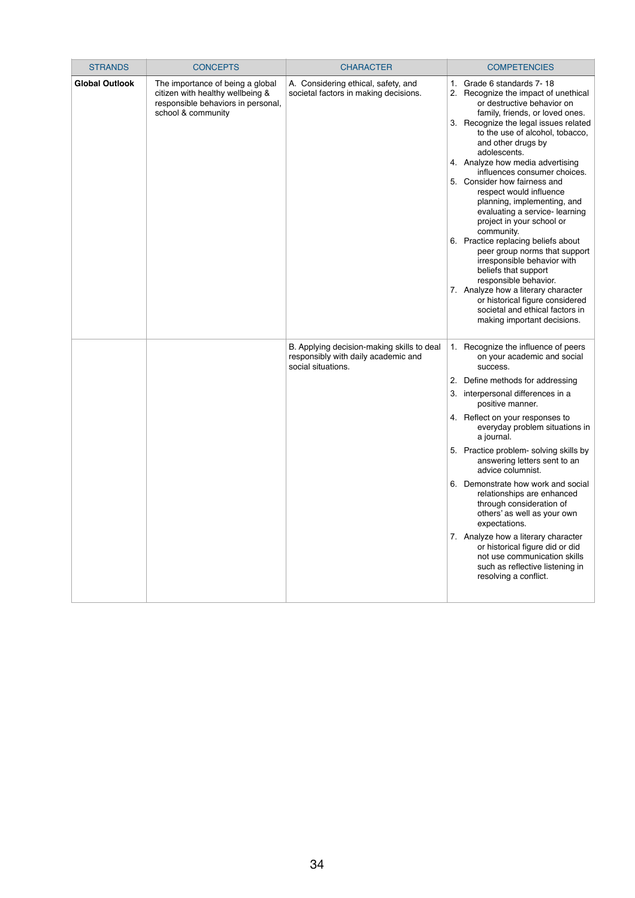| STRANDS | CONCEPTS | CHARACTER | COMPETENCIES |
|---|---|---|---|
| **Global Outlook** | The importance of being a global citizen with healthy wellbeing & responsible behaviors in personal, school & community | A. Considering ethical, safety, and societal factors in making decisions. | 1. Grade 6 standards 7- 18<br>2. Recognize the impact of unethical or destructive behavior on family, friends, or loved ones.<br>3. Recognize the legal issues related to the use of alcohol, tobacco, and other drugs by adolescents.<br>4. Analyze how media advertising influences consumer choices.<br>5. Consider how fairness and respect would influence planning, implementing, and evaluating a service- learning project in your school or community.<br>6. Practice replacing beliefs about peer group norms that support irresponsible behavior with beliefs that support responsible behavior.<br>7. Analyze how a literary character or historical figure considered societal and ethical factors in making important decisions. |
| | | B. Applying decision-making skills to deal responsibly with daily academic and social situations. | 1. Recognize the influence of peers on your academic and social success.<br>2. Define methods for addressing<br>3. interpersonal differences in a positive manner.<br>4. Reflect on your responses to everyday problem situations in a journal.<br>5. Practice problem- solving skills by answering letters sent to an advice columnist.<br>6. Demonstrate how work and social relationships are enhanced through consideration of others' as well as your own expectations.<br>7. Analyze how a literary character or historical figure did or did not use communication skills such as reflective listening in resolving a conflict. |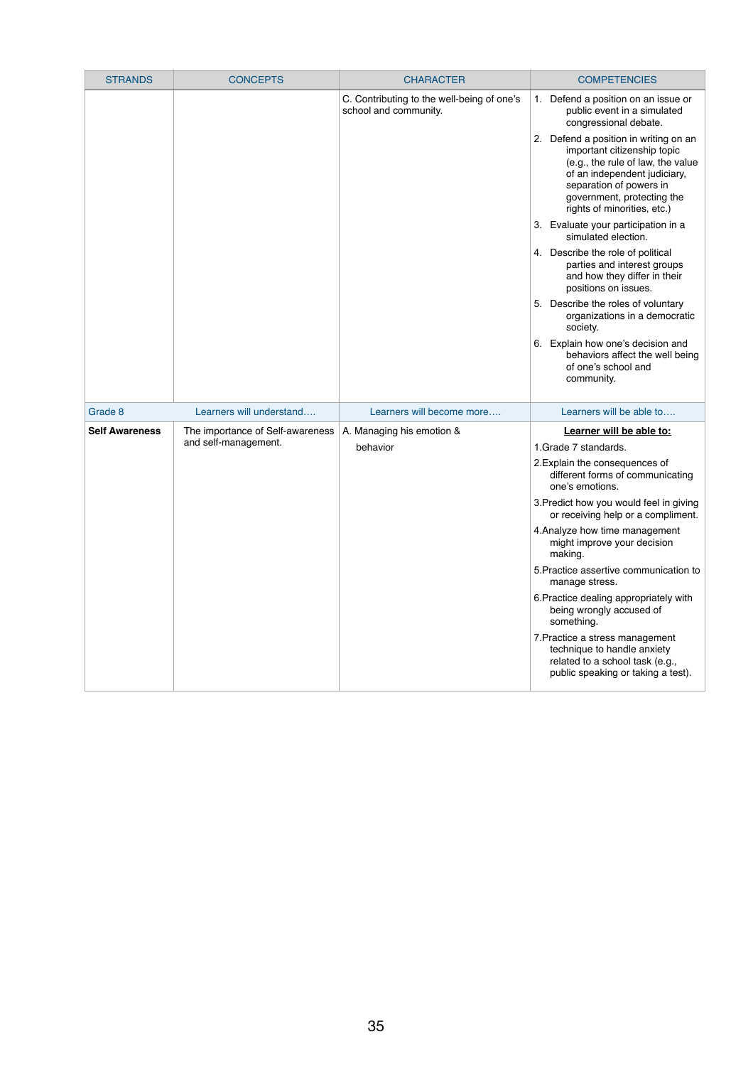| STRANDS | CONCEPTS | CHARACTER | COMPETENCIES |
|---|---|---|---|
| | | C. Contributing to the well-being of one's school and community. | 1. Defend a position on an issue or public event in a simulated congressional debate.<br>2. Defend a position in writing on an important citizenship topic (e.g., the rule of law, the value of an independent judiciary, separation of powers in government, protecting the rights of minorities, etc.)<br>3. Evaluate your participation in a simulated election.<br>4. Describe the role of political parties and interest groups and how they differ in their positions on issues.<br>5. Describe the roles of voluntary organizations in a democratic society.<br>6. Explain how one's decision and behaviors affect the well being of one's school and community. |
| Grade 8 | Learners will understand…. | Learners will become more…. | Learners will be able to…. |
| **Self Awareness** | The importance of Self-awareness and self-management. | A. Managing his emotion & behavior | **<u>Learner will be able to:</u>**<br>1.Grade 7 standards.<br>2.Explain the consequences of different forms of communicating one's emotions.<br>3.Predict how you would feel in giving or receiving help or a compliment.<br>4.Analyze how time management might improve your decision making.<br>5.Practice assertive communication to manage stress.<br>6.Practice dealing appropriately with being wrongly accused of something.<br>7.Practice a stress management technique to handle anxiety related to a school task (e.g., public speaking or taking a test). |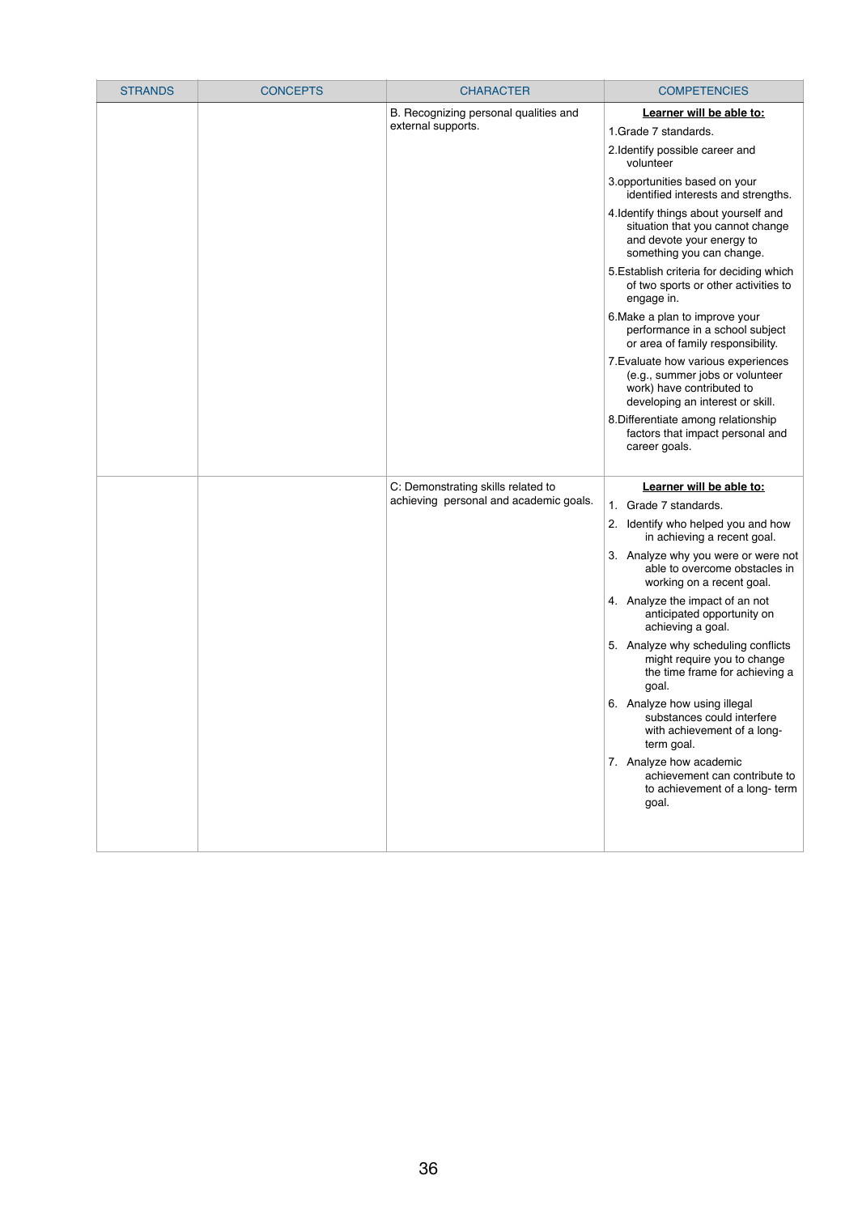| STRANDS | CONCEPTS | CHARACTER | COMPETENCIES |
|---|---|---|---|
| | | B. Recognizing personal qualities and external supports. | **Learner will be able to:**<br>1.Grade 7 standards.<br>2.Identify possible career and volunteer<br>3.opportunities based on your identified interests and strengths.<br>4.Identify things about yourself and situation that you cannot change and devote your energy to something you can change.<br>5.Establish criteria for deciding which of two sports or other activities to engage in.<br>6.Make a plan to improve your performance in a school subject or area of family responsibility.<br>7.Evaluate how various experiences (e.g., summer jobs or volunteer work) have contributed to developing an interest or skill.<br>8.Differentiate among relationship factors that impact personal and career goals. |
| | | C: Demonstrating skills related to achieving personal and academic goals. | **Learner will be able to:**<br>1. Grade 7 standards.<br>2. Identify who helped you and how in achieving a recent goal.<br>3. Analyze why you were or were not able to overcome obstacles in working on a recent goal.<br>4. Analyze the impact of an not anticipated opportunity on achieving a goal.<br>5. Analyze why scheduling conflicts might require you to change the time frame for achieving a goal.<br>6. Analyze how using illegal substances could interfere with achievement of a long-term goal.<br>7. Analyze how academic achievement can contribute to to achievement of a long- term goal. |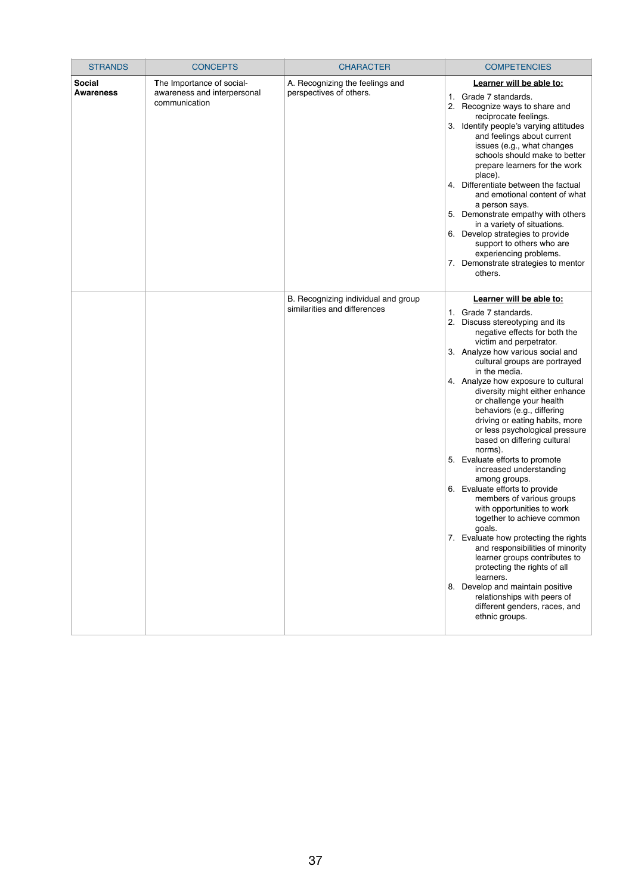| STRANDS | CONCEPTS | CHARACTER | COMPETENCIES |
|---|---|---|---|
| **Social Awareness** | The Importance of social-awareness and interpersonal communication | A. Recognizing the feelings and perspectives of others. | **Learner will be able to:**<br>1. Grade 7 standards.<br>2. Recognize ways to share and reciprocate feelings.<br>3. Identify people's varying attitudes and feelings about current issues (e.g., what changes schools should make to better prepare learners for the work place).<br>4. Differentiate between the factual and emotional content of what a person says.<br>5. Demonstrate empathy with others in a variety of situations.<br>6. Develop strategies to provide support to others who are experiencing problems.<br>7. Demonstrate strategies to mentor others. |
| | | B. Recognizing individual and group similarities and differences | **Learner will be able to:**<br>1. Grade 7 standards.<br>2. Discuss stereotyping and its negative effects for both the victim and perpetrator.<br>3. Analyze how various social and cultural groups are portrayed in the media.<br>4. Analyze how exposure to cultural diversity might either enhance or challenge your health behaviors (e.g., differing driving or eating habits, more or less psychological pressure based on differing cultural norms).<br>5. Evaluate efforts to promote increased understanding among groups.<br>6. Evaluate efforts to provide members of various groups with opportunities to work together to achieve common goals.<br>7. Evaluate how protecting the rights and responsibilities of minority learner groups contributes to protecting the rights of all learners.<br>8. Develop and maintain positive relationships with peers of different genders, races, and ethnic groups. |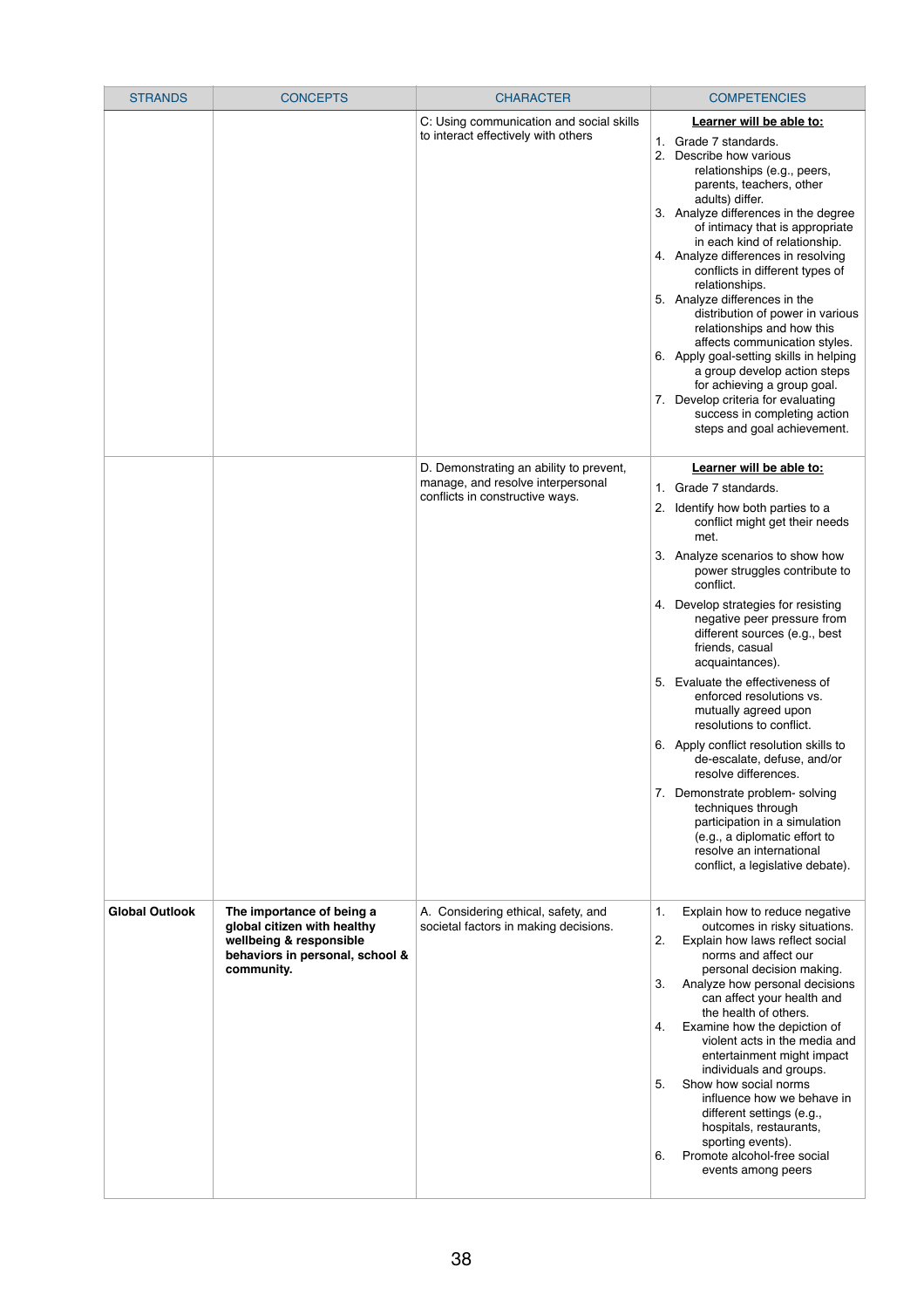| STRANDS | CONCEPTS | CHARACTER | COMPETENCIES |
|---|---|---|---|
| | | C: Using communication and social skills to interact effectively with others | **Learner will be able to:**<br>1. Grade 7 standards.<br>2. Describe how various relationships (e.g., peers, parents, teachers, other adults) differ.<br>3. Analyze differences in the degree of intimacy that is appropriate in each kind of relationship.<br>4. Analyze differences in resolving conflicts in different types of relationships.<br>5. Analyze differences in the distribution of power in various relationships and how this affects communication styles.<br>6. Apply goal-setting skills in helping a group develop action steps for achieving a group goal.<br>7. Develop criteria for evaluating success in completing action steps and goal achievement. |
| | | D. Demonstrating an ability to prevent, manage, and resolve interpersonal conflicts in constructive ways. | **Learner will be able to:**<br>1. Grade 7 standards.<br>2. Identify how both parties to a conflict might get their needs met.<br>3. Analyze scenarios to show how power struggles contribute to conflict.<br>4. Develop strategies for resisting negative peer pressure from different sources (e.g., best friends, casual acquaintances).<br>5. Evaluate the effectiveness of enforced resolutions vs. mutually agreed upon resolutions to conflict.<br>6. Apply conflict resolution skills to de-escalate, defuse, and/or resolve differences.<br>7. Demonstrate problem- solving techniques through participation in a simulation (e.g., a diplomatic effort to resolve an international conflict, a legislative debate). |
| **Global Outlook** | **The importance of being a global citizen with healthy wellbeing & responsible behaviors in personal, school & community.** | A. Considering ethical, safety, and societal factors in making decisions. | 1. Explain how to reduce negative outcomes in risky situations.<br>2. Explain how laws reflect social norms and affect our personal decision making.<br>3. Analyze how personal decisions can affect your health and the health of others.<br>4. Examine how the depiction of violent acts in the media and entertainment might impact individuals and groups.<br>5. Show how social norms influence how we behave in different settings (e.g., hospitals, restaurants, sporting events).<br>6. Promote alcohol-free social events among peers |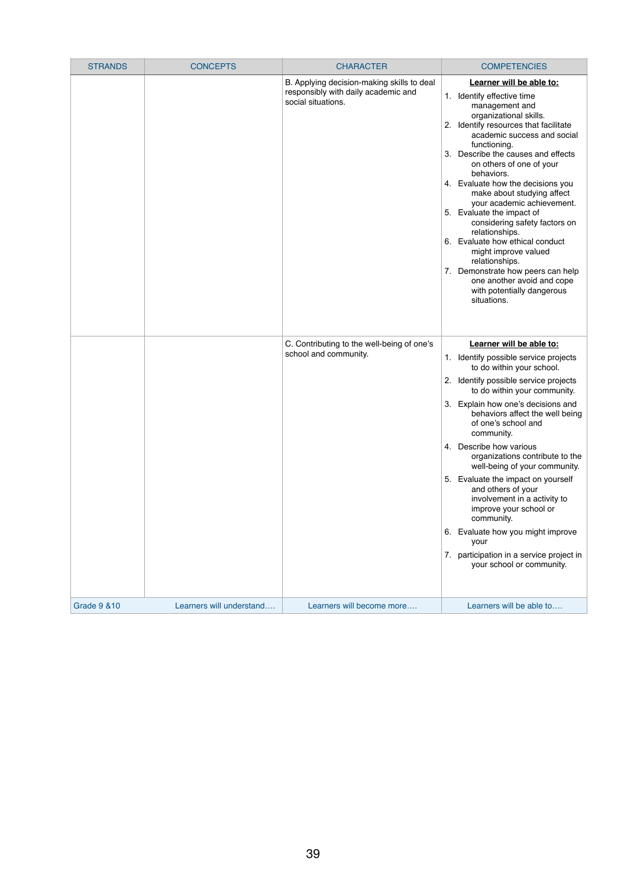| STRANDS | CONCEPTS | CHARACTER | COMPETENCIES |
|---|---|---|---|
| | | B. Applying decision-making skills to deal responsibly with daily academic and social situations. | **Learner will be able to:**<br>1. Identify effective time management and organizational skills.<br>2. Identify resources that facilitate academic success and social functioning.<br>3. Describe the causes and effects on others of one of your behaviors.<br>4. Evaluate how the decisions you make about studying affect your academic achievement.<br>5. Evaluate the impact of considering safety factors on relationships.<br>6. Evaluate how ethical conduct might improve valued relationships.<br>7. Demonstrate how peers can help one another avoid and cope with potentially dangerous situations. |
| | | C. Contributing to the well-being of one's school and community. | **Learner will be able to:**<br>1. Identify possible service projects to do within your school.<br>2. Identify possible service projects to do within your community.<br>3. Explain how one's decisions and behaviors affect the well being of one's school and community.<br>4. Describe how various organizations contribute to the well-being of your community.<br>5. Evaluate the impact on yourself and others of your involvement in a activity to improve your school or community.<br>6. Evaluate how you might improve your<br>7. participation in a service project in your school or community. |
| Grade 9 &10 | Learners will understand…. | Learners will become more…. | Learners will be able to…. |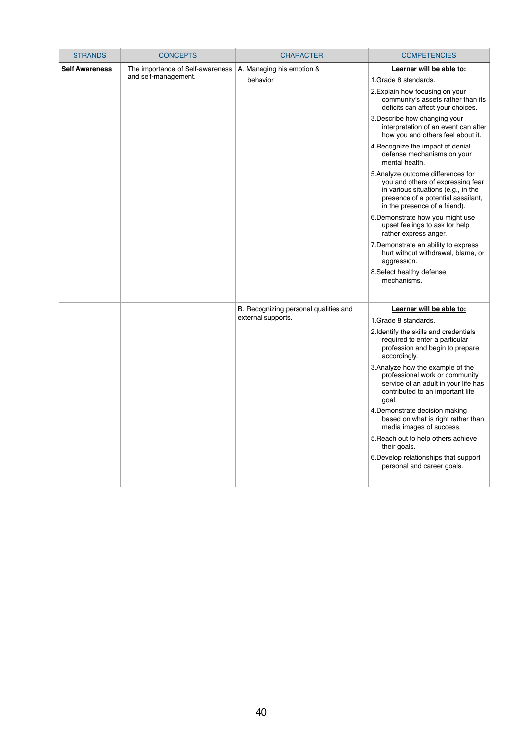| STRANDS | CONCEPTS | CHARACTER | COMPETENCIES |
|---|---|---|---|
| **Self Awareness** | The importance of Self-awareness and self-management. | A. Managing his emotion & behavior | **Learner will be able to:**<br>1.Grade 8 standards.<br>2.Explain how focusing on your community's assets rather than its deficits can affect your choices.<br>3.Describe how changing your interpretation of an event can alter how you and others feel about it.<br>4.Recognize the impact of denial defense mechanisms on your mental health.<br>5.Analyze outcome differences for you and others of expressing fear in various situations (e.g., in the presence of a potential assailant, in the presence of a friend).<br>6.Demonstrate how you might use upset feelings to ask for help rather express anger.<br>7.Demonstrate an ability to express hurt without withdrawal, blame, or aggression.<br>8.Select healthy defense mechanisms. |
| | | B. Recognizing personal qualities and external supports. | **Learner will be able to:**<br>1.Grade 8 standards.<br>2.Identify the skills and credentials required to enter a particular profession and begin to prepare accordingly.<br>3.Analyze how the example of the professional work or community service of an adult in your life has contributed to an important life goal.<br>4.Demonstrate decision making based on what is right rather than media images of success.<br>5.Reach out to help others achieve their goals.<br>6.Develop relationships that support personal and career goals. |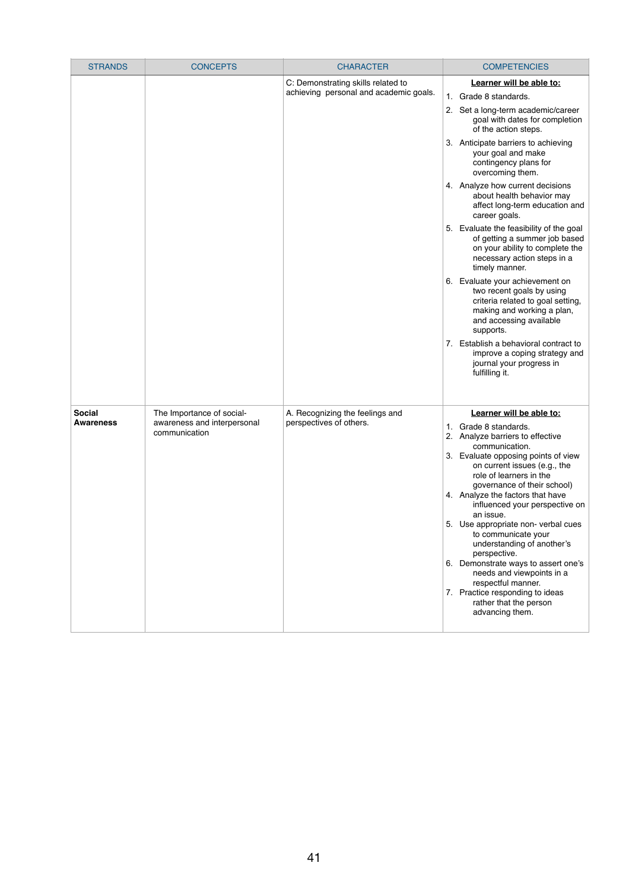| STRANDS | CONCEPTS | CHARACTER | COMPETENCIES |
|---|---|---|---|
| | | C: Demonstrating skills related to achieving personal and academic goals. | **Learner will be able to:**<br>1. Grade 8 standards.<br>2. Set a long-term academic/career goal with dates for completion of the action steps.<br>3. Anticipate barriers to achieving your goal and make contingency plans for overcoming them.<br>4. Analyze how current decisions about health behavior may affect long-term education and career goals.<br>5. Evaluate the feasibility of the goal of getting a summer job based on your ability to complete the necessary action steps in a timely manner.<br>6. Evaluate your achievement on two recent goals by using criteria related to goal setting, making and working a plan, and accessing available supports.<br>7. Establish a behavioral contract to improve a coping strategy and journal your progress in fulfilling it. |
| **Social Awareness** | The Importance of social-awareness and interpersonal communication | A. Recognizing the feelings and perspectives of others. | **Learner will be able to:**<br>1. Grade 8 standards.<br>2. Analyze barriers to effective communication.<br>3. Evaluate opposing points of view on current issues (e.g., the role of learners in the governance of their school)<br>4. Analyze the factors that have influenced your perspective on an issue.<br>5. Use appropriate non- verbal cues to communicate your understanding of another's perspective.<br>6. Demonstrate ways to assert one's needs and viewpoints in a respectful manner.<br>7. Practice responding to ideas rather that the person advancing them. |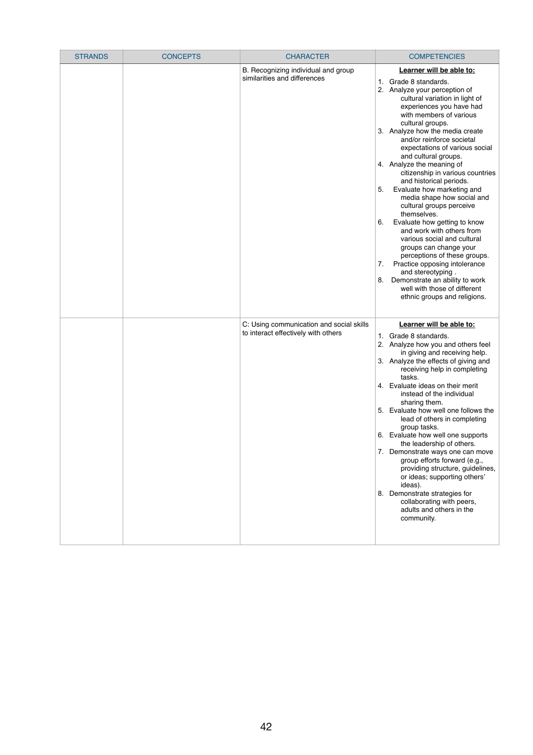| STRANDS | CONCEPTS | CHARACTER | COMPETENCIES |
|---|---|---|---|
| | | B. Recognizing individual and group similarities and differences | **Learner will be able to:**<br>1. Grade 8 standards.<br>2. Analyze your perception of cultural variation in light of experiences you have had with members of various cultural groups.<br>3. Analyze how the media create and/or reinforce societal expectations of various social and cultural groups.<br>4. Analyze the meaning of citizenship in various countries and historical periods.<br>5. Evaluate how marketing and media shape how social and cultural groups perceive themselves.<br>6. Evaluate how getting to know and work with others from various social and cultural groups can change your perceptions of these groups.<br>7. Practice opposing intolerance and stereotyping .<br>8. Demonstrate an ability to work well with those of different ethnic groups and religions. |
| | | C: Using communication and social skills to interact effectively with others | **Learner will be able to:**<br>1. Grade 8 standards.<br>2. Analyze how you and others feel in giving and receiving help.<br>3. Analyze the effects of giving and receiving help in completing tasks.<br>4. Evaluate ideas on their merit instead of the individual sharing them.<br>5. Evaluate how well one follows the lead of others in completing group tasks.<br>6. Evaluate how well one supports the leadership of others.<br>7. Demonstrate ways one can move group efforts forward (e.g., providing structure, guidelines, or ideas; supporting others' ideas).<br>8. Demonstrate strategies for collaborating with peers, adults and others in the community. |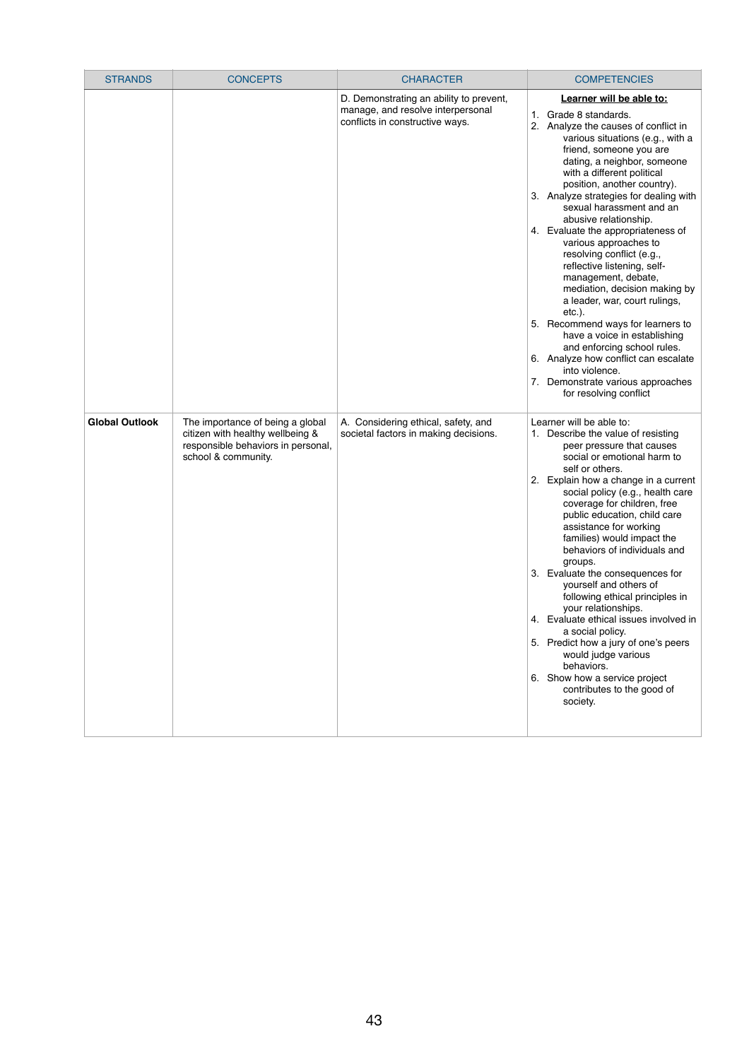| STRANDS | CONCEPTS | CHARACTER | COMPETENCIES |
|---|---|---|---|
| | | D. Demonstrating an ability to prevent, manage, and resolve interpersonal conflicts in constructive ways. | **Learner will be able to:**<br>1. Grade 8 standards.<br>2. Analyze the causes of conflict in various situations (e.g., with a friend, someone you are dating, a neighbor, someone with a different political position, another country).<br>3. Analyze strategies for dealing with sexual harassment and an abusive relationship.<br>4. Evaluate the appropriateness of various approaches to resolving conflict (e.g., reflective listening, self-management, debate, mediation, decision making by a leader, war, court rulings, etc.).<br>5. Recommend ways for learners to have a voice in establishing and enforcing school rules.<br>6. Analyze how conflict can escalate into violence.<br>7. Demonstrate various approaches for resolving conflict |
| **Global Outlook** | The importance of being a global citizen with healthy wellbeing & responsible behaviors in personal, school & community. | A. Considering ethical, safety, and societal factors in making decisions. | Learner will be able to:<br>1. Describe the value of resisting peer pressure that causes social or emotional harm to self or others.<br>2. Explain how a change in a current social policy (e.g., health care coverage for children, free public education, child care assistance for working families) would impact the behaviors of individuals and groups.<br>3. Evaluate the consequences for yourself and others of following ethical principles in your relationships.<br>4. Evaluate ethical issues involved in a social policy.<br>5. Predict how a jury of one's peers would judge various behaviors.<br>6. Show how a service project contributes to the good of society. |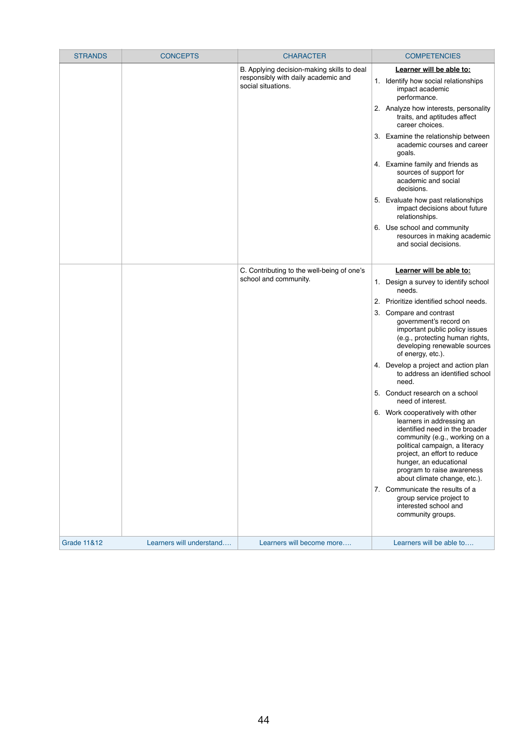| STRANDS | CONCEPTS | CHARACTER | COMPETENCIES |
|---|---|---|---|
| | | B. Applying decision-making skills to deal responsibly with daily academic and social situations. | **Learner will be able to:**<br>1. Identify how social relationships impact academic performance.<br>2. Analyze how interests, personality traits, and aptitudes affect career choices.<br>3. Examine the relationship between academic courses and career goals.<br>4. Examine family and friends as sources of support for academic and social decisions.<br>5. Evaluate how past relationships impact decisions about future relationships.<br>6. Use school and community resources in making academic and social decisions. |
| | | C. Contributing to the well-being of one's school and community. | **Learner will be able to:**<br>1. Design a survey to identify school needs.<br>2. Prioritize identified school needs.<br>3. Compare and contrast government's record on important public policy issues (e.g., protecting human rights, developing renewable sources of energy, etc.).<br>4. Develop a project and action plan to address an identified school need.<br>5. Conduct research on a school need of interest.<br>6. Work cooperatively with other learners in addressing an identified need in the broader community (e.g., working on a political campaign, a literacy project, an effort to reduce hunger, an educational program to raise awareness about climate change, etc.).<br>7. Communicate the results of a group service project to interested school and community groups. |
| Grade 11&12 | Learners will understand…. | Learners will become more…. | Learners will be able to…. |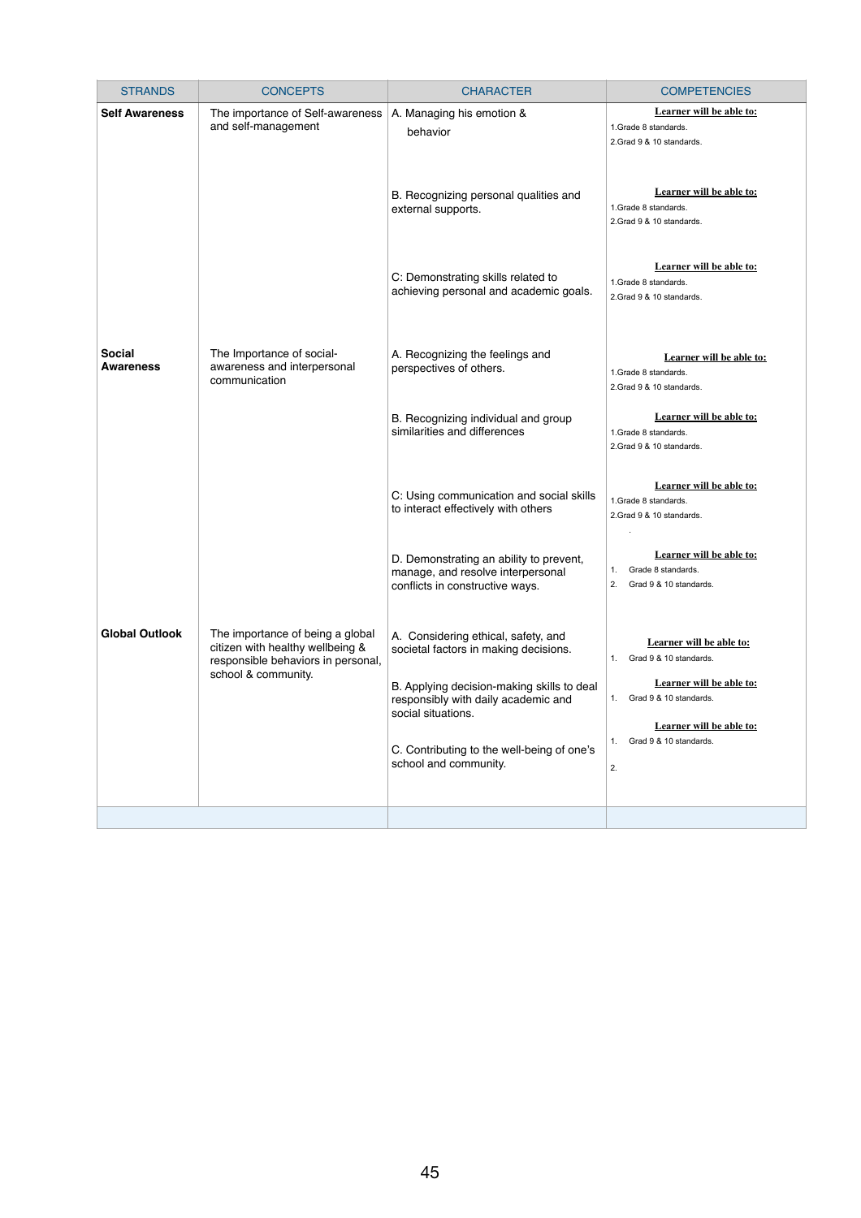| STRANDS | CONCEPTS | CHARACTER | COMPETENCIES |
|---|---|---|---|
| **Self Awareness** | The importance of Self-awareness and self-management | A. Managing his emotion & behavior | **Learner will be able to:**<br>1.Grade 8 standards.<br>2.Grad 9 & 10 standards. |
| | | B. Recognizing personal qualities and external supports. | **Learner will be able to:**<br>1.Grade 8 standards.<br>2.Grad 9 & 10 standards. |
| | | C: Demonstrating skills related to achieving personal and academic goals. | **Learner will be able to:**<br>1.Grade 8 standards.<br>2.Grad 9 & 10 standards. |
| **Social Awareness** | The Importance of social-awareness and interpersonal communication | A. Recognizing the feelings and perspectives of others. | **Learner will be able to:**<br>1.Grade 8 standards.<br>2.Grad 9 & 10 standards. |
| | | B. Recognizing individual and group similarities and differences | **Learner will be able to:**<br>1.Grade 8 standards.<br>2.Grad 9 & 10 standards. |
| | | C: Using communication and social skills to interact effectively with others | **Learner will be able to:**<br>1.Grade 8 standards.<br>2.Grad 9 & 10 standards. |
| | | D. Demonstrating an ability to prevent, manage, and resolve interpersonal conflicts in constructive ways. | **Learner will be able to:**<br>1. Grade 8 standards.<br>2. Grad 9 & 10 standards. |
| **Global Outlook** | The importance of being a global citizen with healthy wellbeing & responsible behaviors in personal, school & community. | A. Considering ethical, safety, and societal factors in making decisions. | **Learner will be able to:**<br>1. Grad 9 & 10 standards. |
| | | B. Applying decision-making skills to deal responsibly with daily academic and social situations. | **Learner will be able to:**<br>1. Grad 9 & 10 standards. |
| | | C. Contributing to the well-being of one's school and community. | **Learner will be able to:**<br>1. Grad 9 & 10 standards.<br>2. |